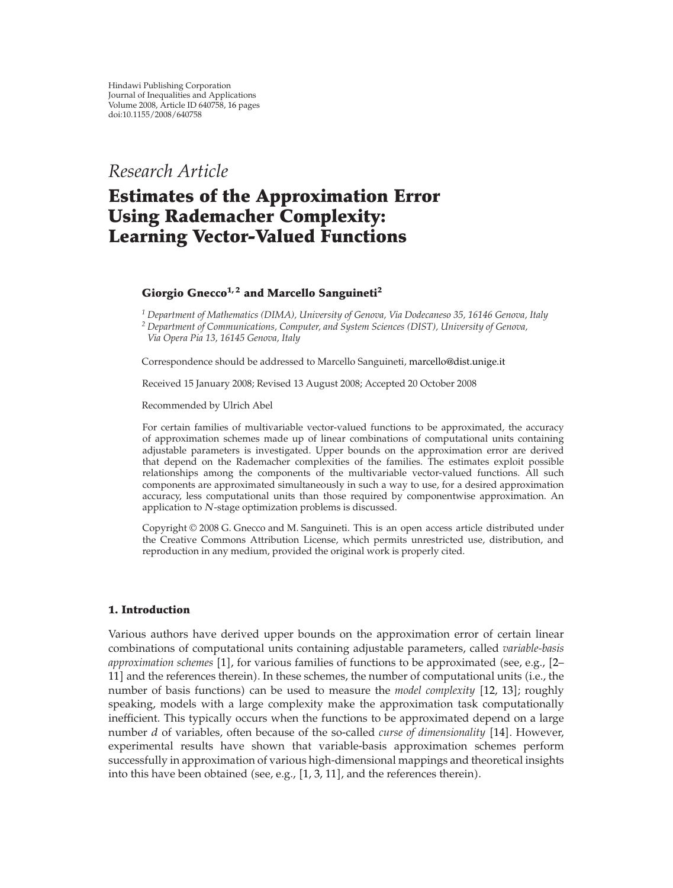Hindawi Publishing Corporation
Journal of Inequalities and Applications
Volume 2008, Article ID 640758, 16 pages
doi:10.1155/2008/640758

*Research Article*

# Estimates of the Approximation Error Using Rademacher Complexity: Learning Vector-Valued Functions

**Giorgio Gnecco[1, 2] and Marcello Sanguineti[2]**

[1] *Department of Mathematics (DIMA), University of Genova, Via Dodecaneso 35, 16146 Genova, Italy*
[2] *Department of Communications, Computer, and System Sciences (DIST), University of Genova, Via Opera Pia 13, 16145 Genova, Italy*

Correspondence should be addressed to Marcello Sanguineti, marcello@dist.unige.it

Received 15 January 2008; Revised 13 August 2008; Accepted 20 October 2008

Recommended by Ulrich Abel

For certain families of multivariable vector-valued functions to be approximated, the accuracy of approximation schemes made up of linear combinations of computational units containing adjustable parameters is investigated. Upper bounds on the approximation error are derived that depend on the Rademacher complexities of the families. The estimates exploit possible relationships among the components of the multivariable vector-valued functions. All such components are approximated simultaneously in such a way to use, for a desired approximation accuracy, less computational units than those required by componentwise approximation. An application to $N$-stage optimization problems is discussed.

Copyright © 2008 G. Gnecco and M. Sanguineti. This is an open access article distributed under the Creative Commons Attribution License, which permits unrestricted use, distribution, and reproduction in any medium, provided the original work is properly cited.

## 1. Introduction

Various authors have derived upper bounds on the approximation error of certain linear combinations of computational units containing adjustable parameters, called *variable-basis approximation schemes* [1], for various families of functions to be approximated (see, e.g., [2–11] and the references therein). In these schemes, the number of computational units (i.e., the number of basis functions) can be used to measure the *model complexity* [12, 13]; roughly speaking, models with a large complexity make the approximation task computationally inefficient. This typically occurs when the functions to be approximated depend on a large number $d$ of variables, often because of the so-called *curse of dimensionality* [14]. However, experimental results have shown that variable-basis approximation schemes perform successfully in approximation of various high-dimensional mappings and theoretical insights into this have been obtained (see, e.g., [1, 3, 11], and the references therein).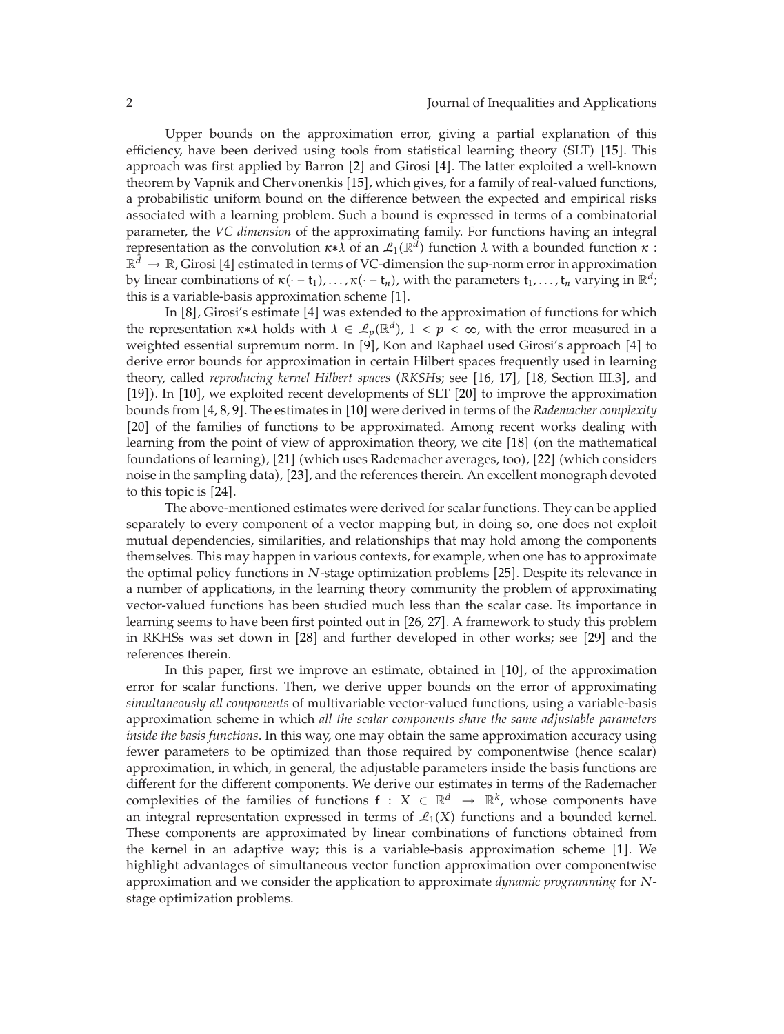Upper bounds on the approximation error, giving a partial explanation of this efficiency, have been derived using tools from statistical learning theory (SLT) [15]. This approach was first applied by Barron [2] and Girosi [4]. The latter exploited a well-known theorem by Vapnik and Chervonenkis [15], which gives, for a family of real-valued functions, a probabilistic uniform bound on the difference between the expected and empirical risks associated with a learning problem. Such a bound is expressed in terms of a combinatorial parameter, the *VC dimension* of the approximating family. For functions having an integral representation as the convolution $\kappa * \lambda$ of an $\mathcal{L}_1(\mathbb{R}^d)$ function $\lambda$ with a bounded function $\kappa : \mathbb{R}^d \to \mathbb{R}$, Girosi [4] estimated in terms of VC-dimension the sup-norm error in approximation by linear combinations of $\kappa(\cdot - \mathbf{t}_1), \ldots, \kappa(\cdot - \mathbf{t}_n)$, with the parameters $\mathbf{t}_1, \ldots, \mathbf{t}_n$ varying in $\mathbb{R}^d$; this is a variable-basis approximation scheme [1].

In [8], Girosi's estimate [4] was extended to the approximation of functions for which the representation $\kappa * \lambda$ holds with $\lambda \in \mathcal{L}_p(\mathbb{R}^d)$, $1 < p < \infty$, with the error measured in a weighted essential supremum norm. In [9], Kon and Raphael used Girosi's approach [4] to derive error bounds for approximation in certain Hilbert spaces frequently used in learning theory, called *reproducing kernel Hilbert spaces* (*RKSH*s; see [16, 17], [18, Section III.3], and [19]). In [10], we exploited recent developments of SLT [20] to improve the approximation bounds from [4, 8, 9]. The estimates in [10] were derived in terms of the *Rademacher complexity* [20] of the families of functions to be approximated. Among recent works dealing with learning from the point of view of approximation theory, we cite [18] (on the mathematical foundations of learning), [21] (which uses Rademacher averages, too), [22] (which considers noise in the sampling data), [23], and the references therein. An excellent monograph devoted to this topic is [24].

The above-mentioned estimates were derived for scalar functions. They can be applied separately to every component of a vector mapping but, in doing so, one does not exploit mutual dependencies, similarities, and relationships that may hold among the components themselves. This may happen in various contexts, for example, when one has to approximate the optimal policy functions in $N$-stage optimization problems [25]. Despite its relevance in a number of applications, in the learning theory community the problem of approximating vector-valued functions has been studied much less than the scalar case. Its importance in learning seems to have been first pointed out in [26, 27]. A framework to study this problem in RKHSs was set down in [28] and further developed in other works; see [29] and the references therein.

In this paper, first we improve an estimate, obtained in [10], of the approximation error for scalar functions. Then, we derive upper bounds on the error of approximating *simultaneously all components* of multivariable vector-valued functions, using a variable-basis approximation scheme in which *all the scalar components share the same adjustable parameters inside the basis functions*. In this way, one may obtain the same approximation accuracy using fewer parameters to be optimized than those required by componentwise (hence scalar) approximation, in which, in general, the adjustable parameters inside the basis functions are different for the different components. We derive our estimates in terms of the Rademacher complexities of the families of functions $\mathbf{f} : X \subset \mathbb{R}^d \to \mathbb{R}^k$, whose components have an integral representation expressed in terms of $\mathcal{L}_1(X)$ functions and a bounded kernel. These components are approximated by linear combinations of functions obtained from the kernel in an adaptive way; this is a variable-basis approximation scheme [1]. We highlight advantages of simultaneous vector function approximation over componentwise approximation and we consider the application to approximate *dynamic programming* for $N$-stage optimization problems.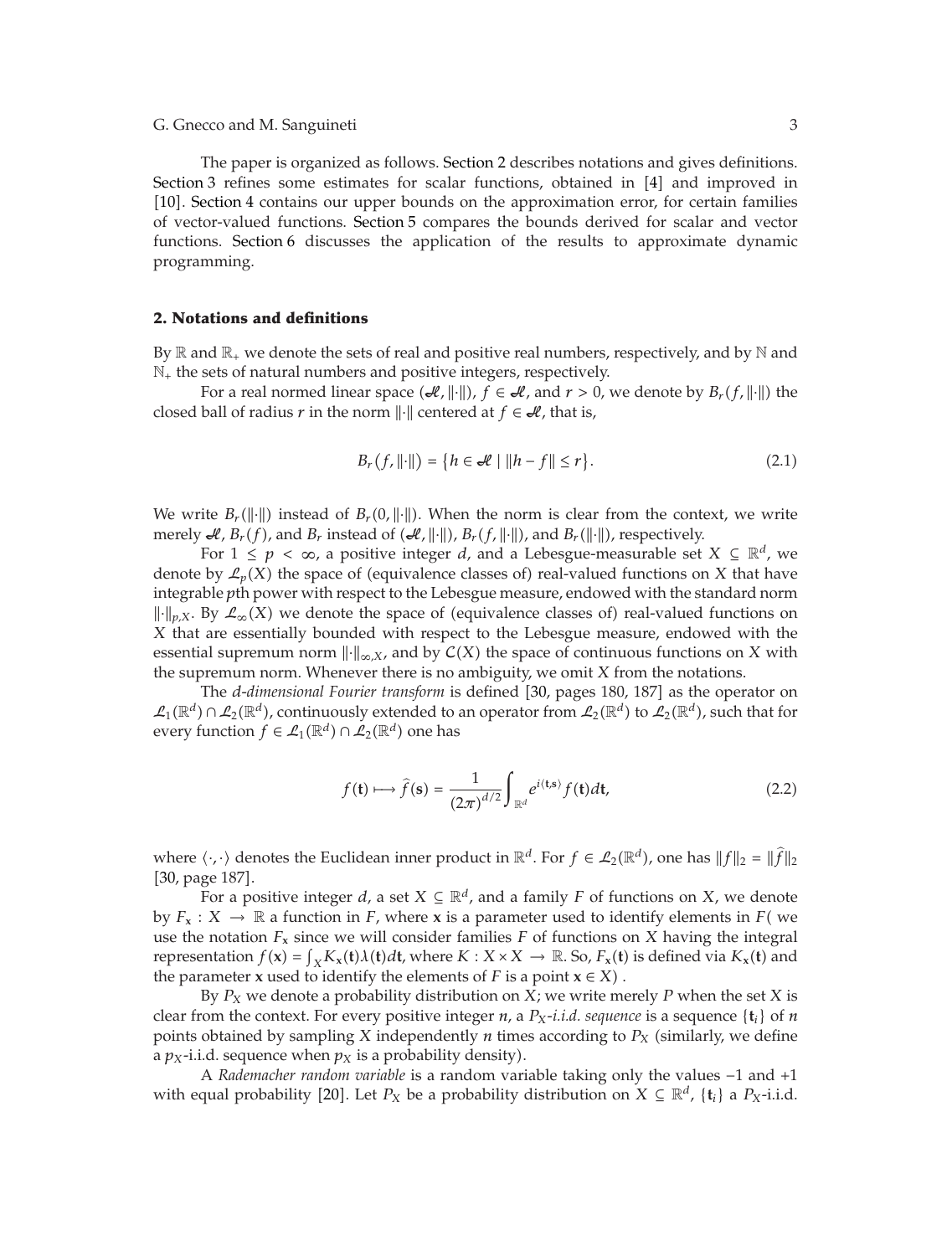The paper is organized as follows. Section 2 describes notations and gives definitions. Section 3 refines some estimates for scalar functions, obtained in [4] and improved in [10]. Section 4 contains our upper bounds on the approximation error, for certain families of vector-valued functions. Section 5 compares the bounds derived for scalar and vector functions. Section 6 discusses the application of the results to approximate dynamic programming.

## 2. Notations and definitions

By $\mathbb{R}$ and $\mathbb{R}_+$ we denote the sets of real and positive real numbers, respectively, and by $\mathbb{N}$ and $\mathbb{N}_+$ the sets of natural numbers and positive integers, respectively.

For a real normed linear space $(\mathscr{H}, \|\cdot\|)$, $f \in \mathscr{H}$, and $r > 0$, we denote by $B_r(f, \|\cdot\|)$ the closed ball of radius $r$ in the norm $\|\cdot\|$ centered at $f \in \mathscr{H}$, that is,

$$B_r(f, \|\cdot\|) = \{h \in \mathscr{H} \mid \|h - f\| \le r\}. \tag{2.1}$$

We write $B_r(\|\cdot\|)$ instead of $B_r(0, \|\cdot\|)$. When the norm is clear from the context, we write merely $\mathscr{H}$, $B_r(f)$, and $B_r$ instead of $(\mathscr{H}, \|\cdot\|)$, $B_r(f, \|\cdot\|)$, and $B_r(\|\cdot\|)$, respectively.

For $1 \le p < \infty$, a positive integer $d$, and a Lebesgue-measurable set $X \subseteq \mathbb{R}^d$, we denote by $\mathcal{L}_p(X)$ the space of (equivalence classes of) real-valued functions on $X$ that have integrable $p$th power with respect to the Lebesgue measure, endowed with the standard norm $\|\cdot\|_{p,X}$. By $\mathcal{L}_\infty(X)$ we denote the space of (equivalence classes of) real-valued functions on $X$ that are essentially bounded with respect to the Lebesgue measure, endowed with the essential supremum norm $\|\cdot\|_{\infty,X}$, and by $\mathcal{C}(X)$ the space of continuous functions on $X$ with the supremum norm. Whenever there is no ambiguity, we omit $X$ from the notations.

The *d-dimensional Fourier transform* is defined [30, pages 180, 187] as the operator on $\mathcal{L}_1(\mathbb{R}^d) \cap \mathcal{L}_2(\mathbb{R}^d)$, continuously extended to an operator from $\mathcal{L}_2(\mathbb{R}^d)$ to $\mathcal{L}_2(\mathbb{R}^d)$, such that for every function $f \in \mathcal{L}_1(\mathbb{R}^d) \cap \mathcal{L}_2(\mathbb{R}^d)$ one has

$$f(\mathbf{t}) \longmapsto \widehat{f}(\mathbf{s}) = \frac{1}{(2\pi)^{d/2}} \int_{\mathbb{R}^d} e^{i\langle \mathbf{t}, \mathbf{s}\rangle} f(\mathbf{t}) d\mathbf{t}, \tag{2.2}$$

where $\langle \cdot, \cdot \rangle$ denotes the Euclidean inner product in $\mathbb{R}^d$. For $f \in \mathcal{L}_2(\mathbb{R}^d)$, one has $\|f\|_2 = \|\widehat{f}\|_2$ [30, page 187].

For a positive integer $d$, a set $X \subseteq \mathbb{R}^d$, and a family $F$ of functions on $X$, we denote by $F_\mathbf{x} : X \to \mathbb{R}$ a function in $F$, where $\mathbf{x}$ is a parameter used to identify elements in $F$( we use the notation $F_\mathbf{x}$ since we will consider families $F$ of functions on $X$ having the integral representation $f(\mathbf{x}) = \int_X K_\mathbf{x}(\mathbf{t})\lambda(\mathbf{t})d\mathbf{t}$, where $K : X \times X \to \mathbb{R}$. So, $F_\mathbf{x}(\mathbf{t})$ is defined via $K_\mathbf{x}(\mathbf{t})$ and the parameter $\mathbf{x}$ used to identify the elements of $F$ is a point $\mathbf{x} \in X$) .

By $P_X$ we denote a probability distribution on $X$; we write merely $P$ when the set $X$ is clear from the context. For every positive integer $n$, a $P_X$-*i.i.d. sequence* is a sequence $\{\mathbf{t}_i\}$ of $n$ points obtained by sampling $X$ independently $n$ times according to $P_X$ (similarly, we define a $p_X$-i.i.d. sequence when $p_X$ is a probability density).

A *Rademacher random variable* is a random variable taking only the values $-1$ and $+1$ with equal probability [20]. Let $P_X$ be a probability distribution on $X \subseteq \mathbb{R}^d$, $\{\mathbf{t}_i\}$ a $P_X$-i.i.d.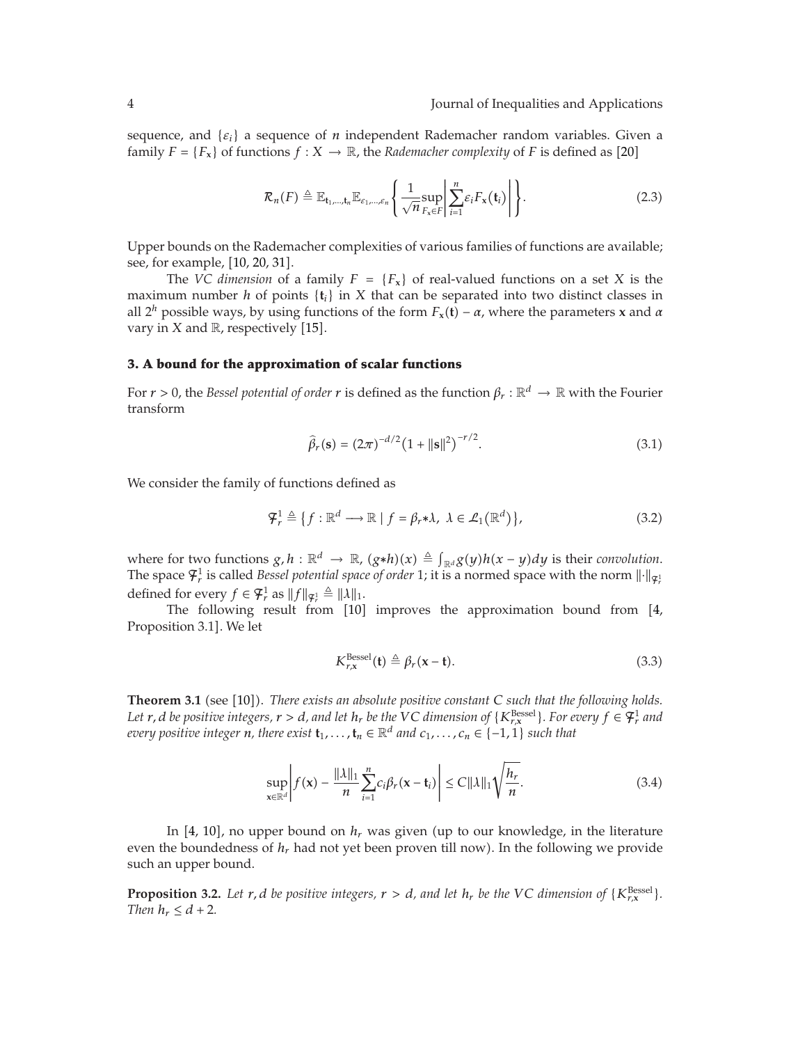sequence, and $\{\varepsilon_i\}$ a sequence of $n$ independent Rademacher random variables. Given a family $F = \{F_{\mathbf{x}}\}$ of functions $f : X \to \mathbb{R}$, the *Rademacher complexity* of $F$ is defined as [20]

$$\mathcal{R}_n(F) \triangleq \mathbb{E}_{\mathbf{t}_1,\ldots,\mathbf{t}_n}\mathbb{E}_{\varepsilon_1,\ldots,\varepsilon_n}\left\{\frac{1}{\sqrt{n}}\sup_{F_{\mathbf{x}}\in F}\left|\sum_{i=1}^{n}\varepsilon_i F_{\mathbf{x}}(\mathbf{t}_i)\right|\right\}. \tag{2.3}$$

Upper bounds on the Rademacher complexities of various families of functions are available; see, for example, [10, 20, 31].

The *VC dimension* of a family $F = \{F_{\mathbf{x}}\}$ of real-valued functions on a set $X$ is the maximum number $h$ of points $\{\mathbf{t}_i\}$ in $X$ that can be separated into two distinct classes in all $2^h$ possible ways, by using functions of the form $F_{\mathbf{x}}(\mathbf{t}) - \alpha$, where the parameters $\mathbf{x}$ and $\alpha$ vary in $X$ and $\mathbb{R}$, respectively [15].

## 3. A bound for the approximation of scalar functions

For $r > 0$, the *Bessel potential of order* $r$ is defined as the function $\beta_r : \mathbb{R}^d \to \mathbb{R}$ with the Fourier transform

$$\widehat{\beta}_r(\mathbf{s}) = (2\pi)^{-d/2}\left(1 + \|\mathbf{s}\|^2\right)^{-r/2}. \tag{3.1}$$

We consider the family of functions defined as

$$\mathcal{F}_r^1 \triangleq \left\{f : \mathbb{R}^d \longrightarrow \mathbb{R} \mid f = \beta_r * \lambda,\ \lambda \in \mathcal{L}_1\left(\mathbb{R}^d\right)\right\}, \tag{3.2}$$

where for two functions $g, h : \mathbb{R}^d \to \mathbb{R}$, $(g*h)(x) \triangleq \int_{\mathbb{R}^d} g(y)h(x-y)dy$ is their *convolution*. The space $\mathcal{F}_r^1$ is called *Bessel potential space of order* 1; it is a normed space with the norm $\|\cdot\|_{\mathcal{F}_r^1}$ defined for every $f \in \mathcal{F}_r^1$ as $\|f\|_{\mathcal{F}_r^1} \triangleq \|\lambda\|_1$.

The following result from [10] improves the approximation bound from [4, Proposition 3.1]. We let

$$K_{r,\mathbf{x}}^{\text{Bessel}}(\mathbf{t}) \triangleq \beta_r(\mathbf{x} - \mathbf{t}). \tag{3.3}$$

**Theorem 3.1** (see [10]). *There exists an absolute positive constant $C$ such that the following holds. Let $r, d$ be positive integers, $r > d$, and let $h_r$ be the VC dimension of $\{K_{r,\mathbf{x}}^{\text{Bessel}}\}$. For every $f \in \mathcal{F}_r^1$ and every positive integer $n$, there exist $\mathbf{t}_1, \ldots, \mathbf{t}_n \in \mathbb{R}^d$ and $c_1, \ldots, c_n \in \{-1, 1\}$ such that*

$$\sup_{\mathbf{x}\in\mathbb{R}^d}\left|f(\mathbf{x}) - \frac{\|\lambda\|_1}{n}\sum_{i=1}^{n}c_i\beta_r(\mathbf{x} - \mathbf{t}_i)\right| \le C\|\lambda\|_1\sqrt{\frac{h_r}{n}}. \tag{3.4}$$

In [4, 10], no upper bound on $h_r$ was given (up to our knowledge, in the literature even the boundedness of $h_r$ had not yet been proven till now). In the following we provide such an upper bound.

**Proposition 3.2.** *Let $r, d$ be positive integers, $r > d$, and let $h_r$ be the VC dimension of $\{K_{r,\mathbf{x}}^{\text{Bessel}}\}$. Then $h_r \le d + 2$.*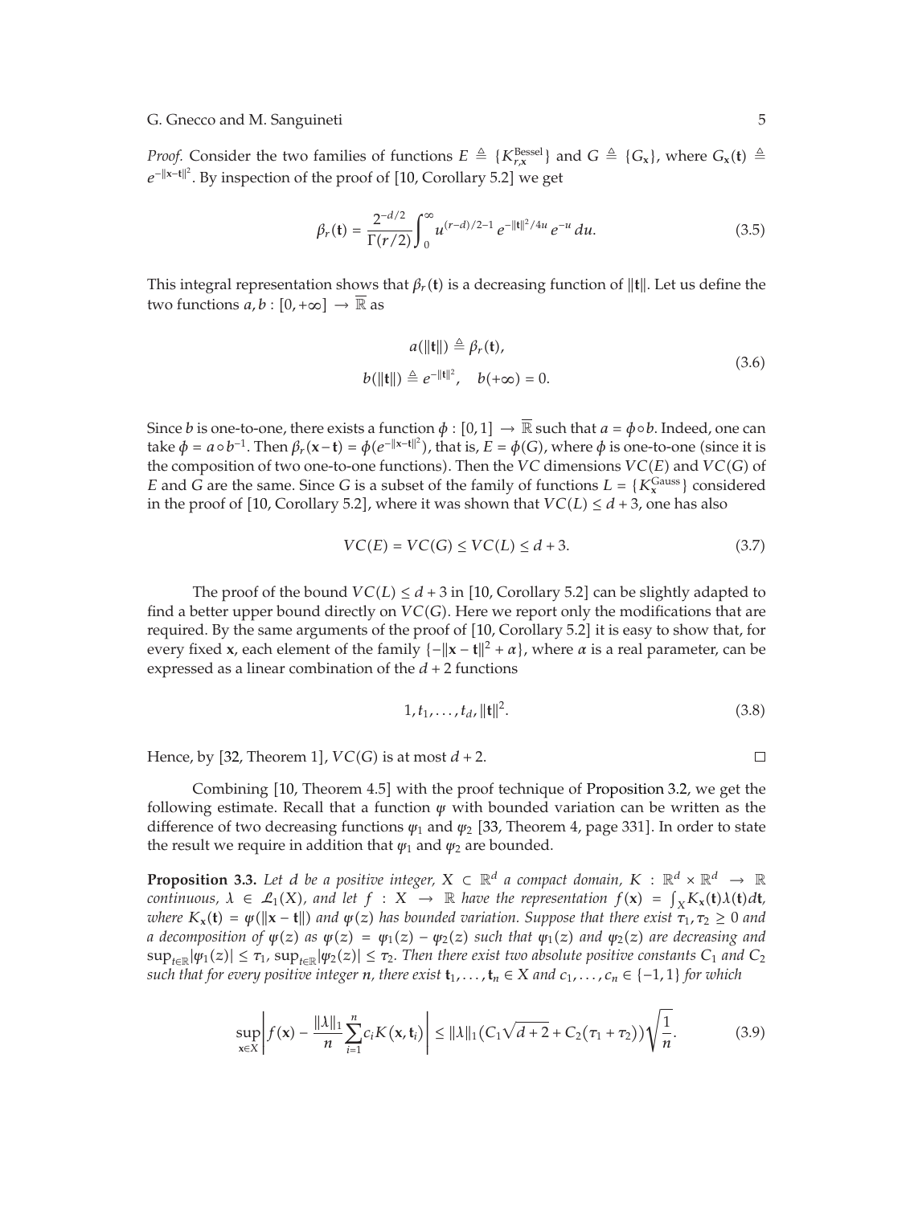*Proof.* Consider the two families of functions $E \triangleq \{K_{r,\mathbf{x}}^{\text{Bessel}}\}$ and $G \triangleq \{G_{\mathbf{x}}\}$, where $G_{\mathbf{x}}(\mathbf{t}) \triangleq e^{-\|\mathbf{x}-\mathbf{t}\|^2}$. By inspection of the proof of [10, Corollary 5.2] we get

$$\beta_r(\mathbf{t}) = \frac{2^{-d/2}}{\Gamma(r/2)} \int_0^{\infty} u^{(r-d)/2-1} e^{-\|\mathbf{t}\|^2/4u} e^{-u}\, du. \tag{3.5}$$

This integral representation shows that $\beta_r(\mathbf{t})$ is a decreasing function of $\|\mathbf{t}\|$. Let us define the two functions $a, b : [0, +\infty] \to \overline{\mathbb{R}}$ as

$$\begin{aligned} a(\|\mathbf{t}\|) &\triangleq \beta_r(\mathbf{t}), \\ b(\|\mathbf{t}\|) &\triangleq e^{-\|\mathbf{t}\|^2}, \quad b(+\infty) = 0. \end{aligned} \tag{3.6}$$

Since $b$ is one-to-one, there exists a function $\phi : [0, 1] \to \overline{\mathbb{R}}$ such that $a = \phi \circ b$. Indeed, one can take $\phi = a \circ b^{-1}$. Then $\beta_r(\mathbf{x}-\mathbf{t}) = \phi(e^{-\|\mathbf{x}-\mathbf{t}\|^2})$, that is, $E = \phi(G)$, where $\phi$ is one-to-one (since it is the composition of two one-to-one functions). Then the $VC$ dimensions $VC(E)$ and $VC(G)$ of $E$ and $G$ are the same. Since $G$ is a subset of the family of functions $L = \{K_{\mathbf{x}}^{\text{Gauss}}\}$ considered in the proof of [10, Corollary 5.2], where it was shown that $VC(L) \leq d + 3$, one has also

$$VC(E) = VC(G) \leq VC(L) \leq d + 3. \tag{3.7}$$

The proof of the bound $VC(L) \leq d + 3$ in [10, Corollary 5.2] can be slightly adapted to find a better upper bound directly on $VC(G)$. Here we report only the modifications that are required. By the same arguments of the proof of [10, Corollary 5.2] it is easy to show that, for every fixed $\mathbf{x}$, each element of the family $\{-\|\mathbf{x} - \mathbf{t}\|^2 + \alpha\}$, where $\alpha$ is a real parameter, can be expressed as a linear combination of the $d + 2$ functions

$$1, t_1, \ldots, t_d, \|\mathbf{t}\|^2. \tag{3.8}$$

Hence, by [32, Theorem 1], $VC(G)$ is at most $d + 2$. □

Combining [10, Theorem 4.5] with the proof technique of Proposition 3.2, we get the following estimate. Recall that a function $\psi$ with bounded variation can be written as the difference of two decreasing functions $\psi_1$ and $\psi_2$ [33, Theorem 4, page 331]. In order to state the result we require in addition that $\psi_1$ and $\psi_2$ are bounded.

**Proposition 3.3.** *Let $d$ be a positive integer, $X \subset \mathbb{R}^d$ a compact domain, $K : \mathbb{R}^d \times \mathbb{R}^d \to \mathbb{R}$ continuous, $\lambda \in \mathcal{L}_1(X)$, and let $f : X \to \mathbb{R}$ have the representation $f(\mathbf{x}) = \int_X K_{\mathbf{x}}(\mathbf{t})\lambda(\mathbf{t})d\mathbf{t}$, where $K_{\mathbf{x}}(\mathbf{t}) = \psi(\|\mathbf{x} - \mathbf{t}\|)$ and $\psi(z)$ has bounded variation. Suppose that there exist $\tau_1, \tau_2 \geq 0$ and a decomposition of $\psi(z)$ as $\psi(z) = \psi_1(z) - \psi_2(z)$ such that $\psi_1(z)$ and $\psi_2(z)$ are decreasing and $\sup_{t\in\mathbb{R}}|\psi_1(z)| \leq \tau_1$, $\sup_{t\in\mathbb{R}}|\psi_2(z)| \leq \tau_2$. Then there exist two absolute positive constants $C_1$ and $C_2$ such that for every positive integer $n$, there exist $\mathbf{t}_1, \ldots, \mathbf{t}_n \in X$ and $c_1, \ldots, c_n \in \{-1, 1\}$ for which*

$$\sup_{\mathbf{x}\in X} \left| f(\mathbf{x}) - \frac{\|\lambda\|_1}{n} \sum_{i=1}^{n} c_i K(\mathbf{x}, \mathbf{t}_i) \right| \leq \|\lambda\|_1 \left( C_1\sqrt{d+2} + C_2(\tau_1 + \tau_2) \right) \sqrt{\frac{1}{n}}. \tag{3.9}$$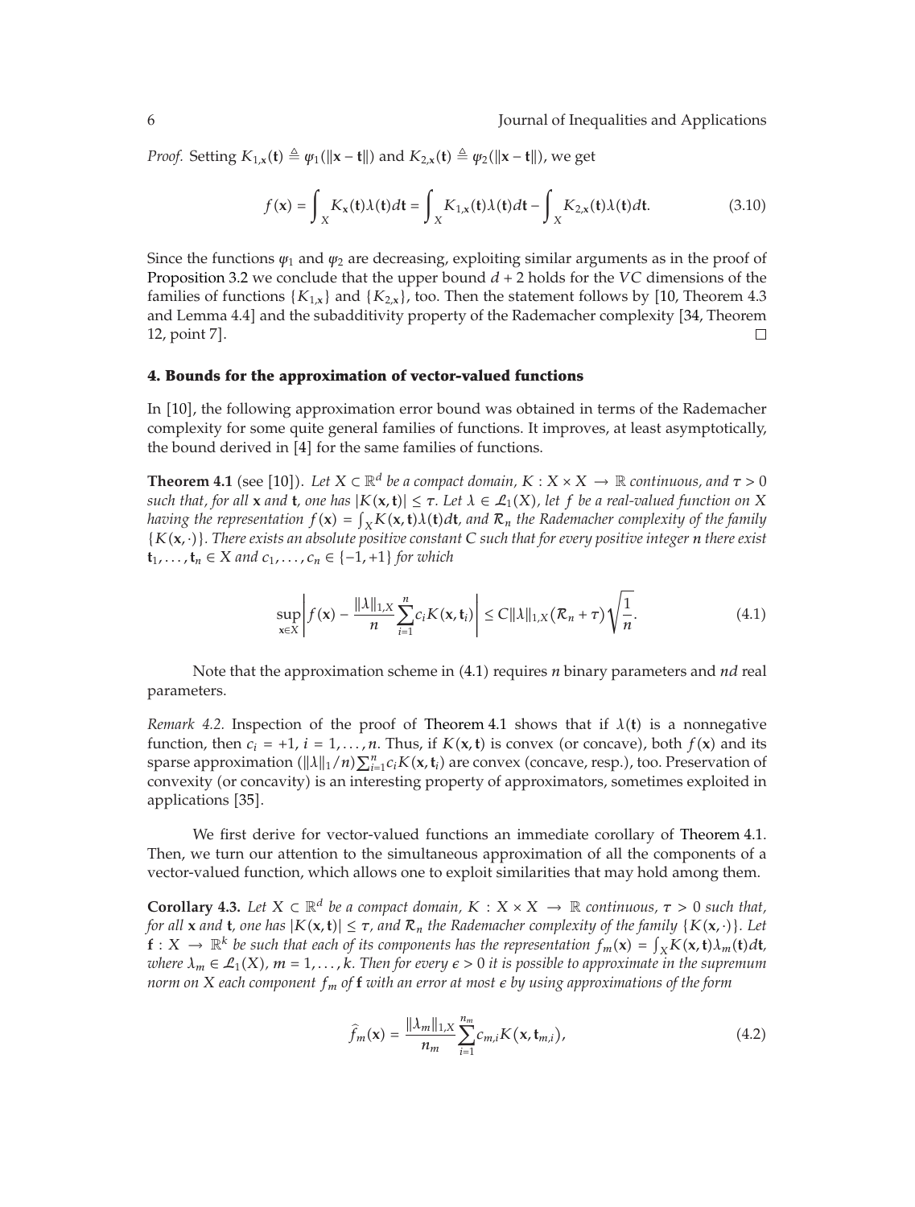*Proof.* Setting $K_{1,\mathbf{x}}(\mathbf{t}) \triangleq \psi_1(\|\mathbf{x}-\mathbf{t}\|)$ and $K_{2,\mathbf{x}}(\mathbf{t}) \triangleq \psi_2(\|\mathbf{x}-\mathbf{t}\|)$, we get

$$f(\mathbf{x}) = \int_X K_{\mathbf{x}}(\mathbf{t})\lambda(\mathbf{t})d\mathbf{t} = \int_X K_{1,\mathbf{x}}(\mathbf{t})\lambda(\mathbf{t})d\mathbf{t} - \int_X K_{2,\mathbf{x}}(\mathbf{t})\lambda(\mathbf{t})d\mathbf{t}. \tag{3.10}$$

Since the functions $\psi_1$ and $\psi_2$ are decreasing, exploiting similar arguments as in the proof of Proposition 3.2 we conclude that the upper bound $d+2$ holds for the $VC$ dimensions of the families of functions $\{K_{1,\mathbf{x}}\}$ and $\{K_{2,\mathbf{x}}\}$, too. Then the statement follows by [10, Theorem 4.3 and Lemma 4.4] and the subadditivity property of the Rademacher complexity [34, Theorem 12, point 7]. □

## 4. Bounds for the approximation of vector-valued functions

In [10], the following approximation error bound was obtained in terms of the Rademacher complexity for some quite general families of functions. It improves, at least asymptotically, the bound derived in [4] for the same families of functions.

**Theorem 4.1** (see [10]). *Let $X \subset \mathbb{R}^d$ be a compact domain, $K : X \times X \to \mathbb{R}$ continuous, and $\tau > 0$ such that, for all $\mathbf{x}$ and $\mathbf{t}$, one has $|K(\mathbf{x},\mathbf{t})| \leq \tau$. Let $\lambda \in \mathcal{L}_1(X)$, let $f$ be a real-valued function on $X$ having the representation $f(\mathbf{x}) = \int_X K(\mathbf{x},\mathbf{t})\lambda(\mathbf{t})d\mathbf{t}$, and $\mathcal{R}_n$ the Rademacher complexity of the family $\{K(\mathbf{x},\cdot)\}$. There exists an absolute positive constant $C$ such that for every positive integer $n$ there exist $\mathbf{t}_1,\ldots,\mathbf{t}_n \in X$ and $c_1,\ldots,c_n \in \{-1,+1\}$ for which*

$$\sup_{\mathbf{x}\in X}\left| f(\mathbf{x}) - \frac{\|\lambda\|_{1,X}}{n}\sum_{i=1}^{n} c_i K(\mathbf{x},\mathbf{t}_i)\right| \leq C\|\lambda\|_{1,X}\left(\mathcal{R}_n + \tau\right)\sqrt{\frac{1}{n}}. \tag{4.1}$$

Note that the approximation scheme in (4.1) requires $n$ binary parameters and $nd$ real parameters.

*Remark 4.2.* Inspection of the proof of Theorem 4.1 shows that if $\lambda(\mathbf{t})$ is a nonnegative function, then $c_i = +1$, $i = 1,\ldots,n$. Thus, if $K(\mathbf{x},\mathbf{t})$ is convex (or concave), both $f(\mathbf{x})$ and its sparse approximation $(\|\lambda\|_1/n)\sum_{i=1}^{n} c_i K(\mathbf{x},\mathbf{t}_i)$ are convex (concave, resp.), too. Preservation of convexity (or concavity) is an interesting property of approximators, sometimes exploited in applications [35].

We first derive for vector-valued functions an immediate corollary of Theorem 4.1. Then, we turn our attention to the simultaneous approximation of all the components of a vector-valued function, which allows one to exploit similarities that may hold among them.

**Corollary 4.3.** *Let $X \subset \mathbb{R}^d$ be a compact domain, $K : X \times X \to \mathbb{R}$ continuous, $\tau > 0$ such that, for all $\mathbf{x}$ and $\mathbf{t}$, one has $|K(\mathbf{x},\mathbf{t})| \leq \tau$, and $\mathcal{R}_n$ the Rademacher complexity of the family $\{K(\mathbf{x},\cdot)\}$. Let $\mathbf{f} : X \to \mathbb{R}^k$ be such that each of its components has the representation $f_m(\mathbf{x}) = \int_X K(\mathbf{x},\mathbf{t})\lambda_m(\mathbf{t})d\mathbf{t}$, where $\lambda_m \in \mathcal{L}_1(X)$, $m = 1,\ldots,k$. Then for every $\epsilon > 0$ it is possible to approximate in the supremum norm on $X$ each component $f_m$ of $\mathbf{f}$ with an error at most $\epsilon$ by using approximations of the form*

$$\widehat{f}_m(\mathbf{x}) = \frac{\|\lambda_m\|_{1,X}}{n_m}\sum_{i=1}^{n_m} c_{m,i} K\left(\mathbf{x},\mathbf{t}_{m,i}\right), \tag{4.2}$$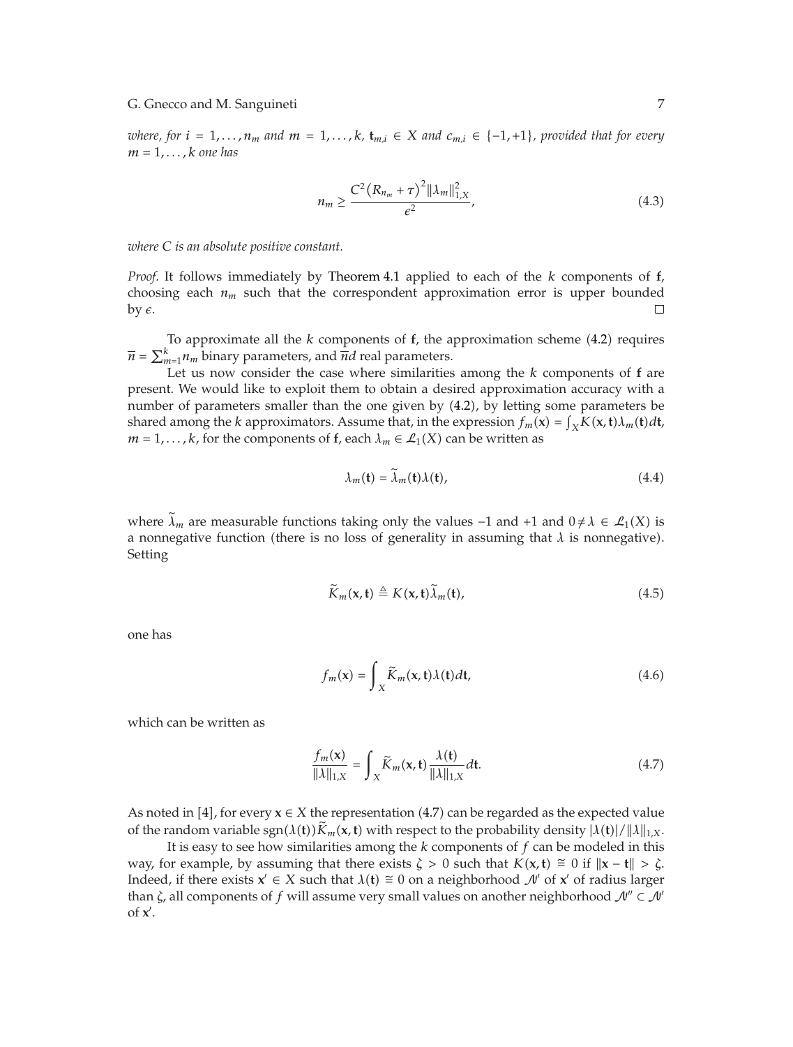*where, for* $i = 1, \ldots, n_m$ *and* $m = 1, \ldots, k$, $\mathbf{t}_{m,i} \in X$ *and* $c_{m,i} \in \{-1, +1\}$, *provided that for every* $m = 1, \ldots, k$ *one has*

$$n_m \geq \frac{C^2 \left(R_{n_m} + \tau\right)^2 \|\lambda_m\|_{1,X}^2}{\epsilon^2}, \tag{4.3}$$

*where* $C$ *is an absolute positive constant.*

*Proof.* It follows immediately by Theorem 4.1 applied to each of the $k$ components of $\mathbf{f}$, choosing each $n_m$ such that the correspondent approximation error is upper bounded by $\epsilon$. □

To approximate all the $k$ components of $\mathbf{f}$, the approximation scheme (4.2) requires $\overline{n} = \sum_{m=1}^{k} n_m$ binary parameters, and $\overline{n}d$ real parameters.

Let us now consider the case where similarities among the $k$ components of $\mathbf{f}$ are present. We would like to exploit them to obtain a desired approximation accuracy with a number of parameters smaller than the one given by (4.2), by letting some parameters be shared among the $k$ approximators. Assume that, in the expression $f_m(\mathbf{x}) = \int_X K(\mathbf{x}, \mathbf{t}) \lambda_m(\mathbf{t}) d\mathbf{t}$, $m = 1, \ldots, k$, for the components of $\mathbf{f}$, each $\lambda_m \in \mathcal{L}_1(X)$ can be written as

$$\lambda_m(\mathbf{t}) = \widetilde{\lambda}_m(\mathbf{t}) \lambda(\mathbf{t}), \tag{4.4}$$

where $\widetilde{\lambda}_m$ are measurable functions taking only the values $-1$ and $+1$ and $0 \neq \lambda \in \mathcal{L}_1(X)$ is a nonnegative function (there is no loss of generality in assuming that $\lambda$ is nonnegative). Setting

$$\widetilde{K}_m(\mathbf{x}, \mathbf{t}) \triangleq K(\mathbf{x}, \mathbf{t}) \widetilde{\lambda}_m(\mathbf{t}), \tag{4.5}$$

one has

$$f_m(\mathbf{x}) = \int_X \widetilde{K}_m(\mathbf{x}, \mathbf{t}) \lambda(\mathbf{t}) d\mathbf{t}, \tag{4.6}$$

which can be written as

$$\frac{f_m(\mathbf{x})}{\|\lambda\|_{1,X}} = \int_X \widetilde{K}_m(\mathbf{x}, \mathbf{t}) \frac{\lambda(\mathbf{t})}{\|\lambda\|_{1,X}} d\mathbf{t}. \tag{4.7}$$

As noted in [4], for every $\mathbf{x} \in X$ the representation (4.7) can be regarded as the expected value of the random variable $\operatorname{sgn}(\lambda(\mathbf{t})) \widetilde{K}_m(\mathbf{x}, \mathbf{t})$ with respect to the probability density $|\lambda(\mathbf{t})| / \|\lambda\|_{1,X}$.

It is easy to see how similarities among the $k$ components of $f$ can be modeled in this way, for example, by assuming that there exists $\zeta > 0$ such that $K(\mathbf{x}, \mathbf{t}) \cong 0$ if $\|\mathbf{x} - \mathbf{t}\| > \zeta$. Indeed, if there exists $\mathbf{x}' \in X$ such that $\lambda(\mathbf{t}) \cong 0$ on a neighborhood $\mathcal{N}'$ of $\mathbf{x}'$ of radius larger than $\zeta$, all components of $f$ will assume very small values on another neighborhood $\mathcal{N}'' \subset \mathcal{N}'$ of $\mathbf{x}'$.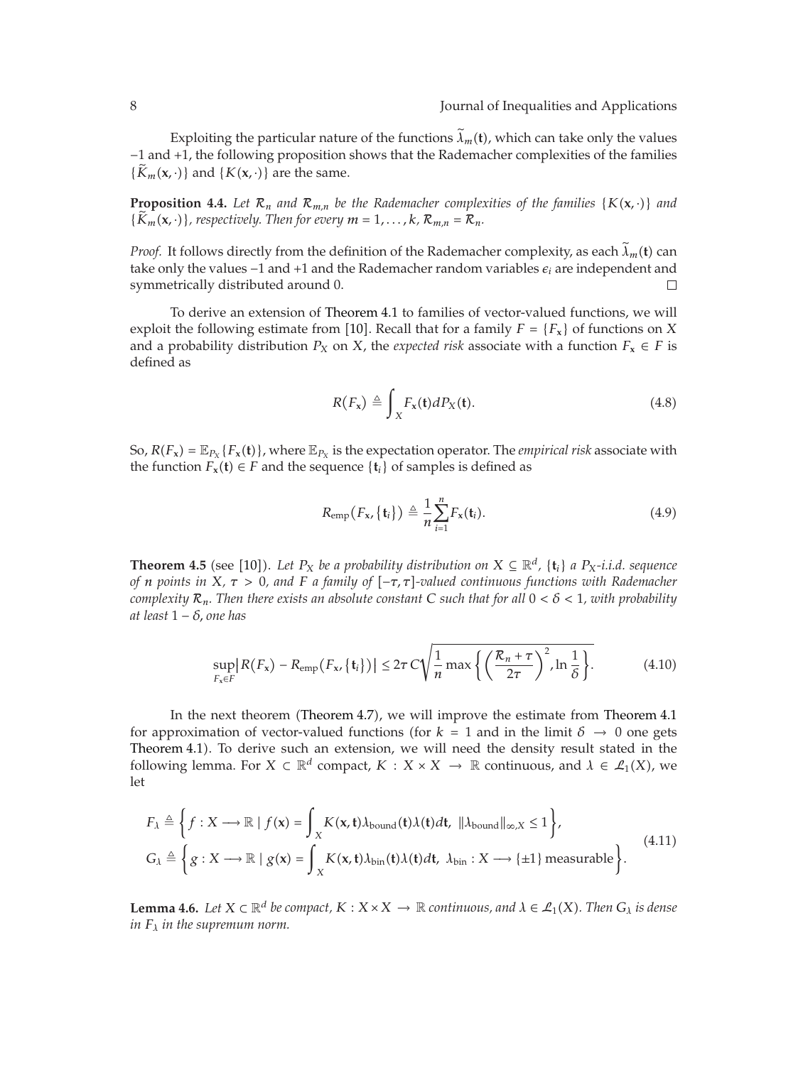Exploiting the particular nature of the functions $\widetilde{\lambda}_m(\mathbf{t})$, which can take only the values −1 and +1, the following proposition shows that the Rademacher complexities of the families $\{\widetilde{K}_m(\mathbf{x},\cdot)\}$ and $\{K(\mathbf{x},\cdot)\}$ are the same.

**Proposition 4.4.** *Let $\mathcal{R}_n$ and $\mathcal{R}_{m,n}$ be the Rademacher complexities of the families $\{K(\mathbf{x},\cdot)\}$ and $\{\widetilde{K}_m(\mathbf{x},\cdot)\}$, respectively. Then for every $m = 1,\ldots,k$, $\mathcal{R}_{m,n} = \mathcal{R}_n$.*

*Proof.* It follows directly from the definition of the Rademacher complexity, as each $\widetilde{\lambda}_m(\mathbf{t})$ can take only the values −1 and +1 and the Rademacher random variables $\epsilon_i$ are independent and symmetrically distributed around 0. □

To derive an extension of Theorem 4.1 to families of vector-valued functions, we will exploit the following estimate from [10]. Recall that for a family $F = \{F_{\mathbf{x}}\}$ of functions on $X$ and a probability distribution $P_X$ on $X$, the *expected risk* associate with a function $F_{\mathbf{x}} \in F$ is defined as

$$R(F_{\mathbf{x}}) \triangleq \int_X F_{\mathbf{x}}(\mathbf{t}) dP_X(\mathbf{t}). \tag{4.8}$$

So, $R(F_{\mathbf{x}}) = \mathbb{E}_{P_X}\{F_{\mathbf{x}}(\mathbf{t})\}$, where $\mathbb{E}_{P_X}$ is the expectation operator. The *empirical risk* associate with the function $F_{\mathbf{x}}(\mathbf{t}) \in F$ and the sequence $\{\mathbf{t}_i\}$ of samples is defined as

$$R_{\text{emp}}(F_{\mathbf{x}}, \{\mathbf{t}_i\}) \triangleq \frac{1}{n}\sum_{i=1}^{n} F_{\mathbf{x}}(\mathbf{t}_i). \tag{4.9}$$

**Theorem 4.5** (see [10]). *Let $P_X$ be a probability distribution on $X \subseteq \mathbb{R}^d$, $\{\mathbf{t}_i\}$ a $P_X$-i.i.d. sequence of $n$ points in $X$, $\tau > 0$, and $F$ a family of $[-\tau,\tau]$-valued continuous functions with Rademacher complexity $\mathcal{R}_n$. Then there exists an absolute constant $C$ such that for all $0 < \delta < 1$, with probability at least $1-\delta$, one has*

$$\sup_{F_{\mathbf{x}} \in F} \left| R(F_{\mathbf{x}}) - R_{\text{emp}}(F_{\mathbf{x}}, \{\mathbf{t}_i\}) \right| \le 2\tau C \sqrt{\frac{1}{n} \max\left\{ \left(\frac{\mathcal{R}_n + \tau}{2\tau}\right)^2, \ln\frac{1}{\delta} \right\}}. \tag{4.10}$$

In the next theorem (Theorem 4.7), we will improve the estimate from Theorem 4.1 for approximation of vector-valued functions (for $k = 1$ and in the limit $\delta \to 0$ one gets Theorem 4.1). To derive such an extension, we will need the density result stated in the following lemma. For $X \subset \mathbb{R}^d$ compact, $K : X \times X \to \mathbb{R}$ continuous, and $\lambda \in \mathcal{L}_1(X)$, we let

$$\begin{aligned}
F_\lambda &\triangleq \left\{ f : X \longrightarrow \mathbb{R} \mid f(\mathbf{x}) = \int_X K(\mathbf{x},\mathbf{t}) \lambda_{\text{bound}}(\mathbf{t}) \lambda(\mathbf{t}) d\mathbf{t},\ \|\lambda_{\text{bound}}\|_{\infty,X} \le 1 \right\}, \\
G_\lambda &\triangleq \left\{ g : X \longrightarrow \mathbb{R} \mid g(\mathbf{x}) = \int_X K(\mathbf{x},\mathbf{t}) \lambda_{\text{bin}}(\mathbf{t}) \lambda(\mathbf{t}) d\mathbf{t},\ \lambda_{\text{bin}} : X \longrightarrow \{\pm 1\} \text{ measurable} \right\}.
\end{aligned} \tag{4.11}$$

**Lemma 4.6.** *Let $X \subset \mathbb{R}^d$ be compact, $K : X \times X \to \mathbb{R}$ continuous, and $\lambda \in \mathcal{L}_1(X)$. Then $G_\lambda$ is dense in $F_\lambda$ in the supremum norm.*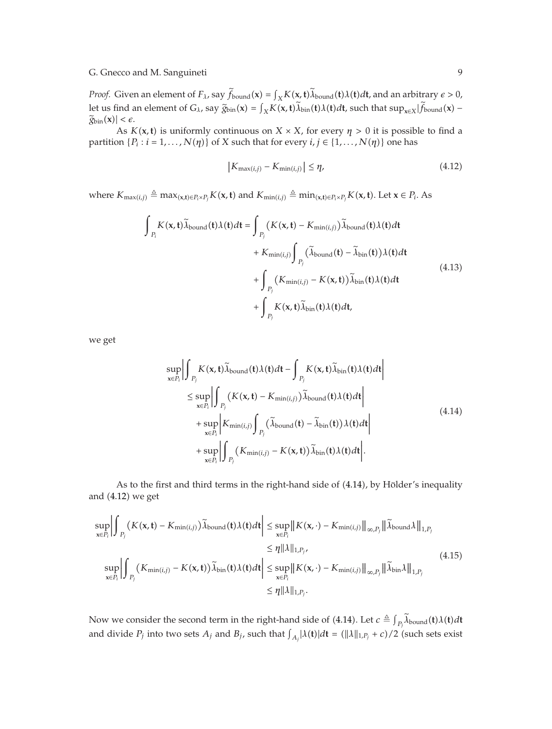*Proof.* Given an element of $F_\lambda$, say $\widetilde{f}_{\text{bound}}(\mathbf{x}) = \int_X K(\mathbf{x}, \mathbf{t})\widetilde{\lambda}_{\text{bound}}(\mathbf{t})\lambda(\mathbf{t})d\mathbf{t}$, and an arbitrary $\epsilon > 0$, let us find an element of $G_\lambda$, say $\widetilde{g}_{\text{bin}}(\mathbf{x}) = \int_X K(\mathbf{x}, \mathbf{t})\widetilde{\lambda}_{\text{bin}}(\mathbf{t})\lambda(\mathbf{t})d\mathbf{t}$, such that $\sup_{\mathbf{x}\in X}|\widetilde{f}_{\text{bound}}(\mathbf{x}) - \widetilde{g}_{\text{bin}}(\mathbf{x})| < \epsilon$.

As $K(\mathbf{x}, \mathbf{t})$ is uniformly continuous on $X \times X$, for every $\eta > 0$ it is possible to find a partition $\{P_i : i = 1, \ldots, N(\eta)\}$ of $X$ such that for every $i, j \in \{1, \ldots, N(\eta)\}$ one has

$$\left|K_{\max(i,j)} - K_{\min(i,j)}\right| \leq \eta, \tag{4.12}$$

where $K_{\max(i,j)} \triangleq \max_{(\mathbf{x},\mathbf{t})\in P_i\times P_j} K(\mathbf{x}, \mathbf{t})$ and $K_{\min(i,j)} \triangleq \min_{(\mathbf{x},\mathbf{t})\in P_i\times P_j} K(\mathbf{x}, \mathbf{t})$. Let $\mathbf{x} \in P_i$. As

$$\begin{aligned}
\int_{P_i} K(\mathbf{x}, \mathbf{t})\widetilde{\lambda}_{\text{bound}}(\mathbf{t})\lambda(\mathbf{t})d\mathbf{t} &= \int_{P_j} \left(K(\mathbf{x}, \mathbf{t}) - K_{\min(i,j)}\right)\widetilde{\lambda}_{\text{bound}}(\mathbf{t})\lambda(\mathbf{t})d\mathbf{t} \\
&\quad + K_{\min(i,j)}\int_{P_j} \left(\widetilde{\lambda}_{\text{bound}}(\mathbf{t}) - \widetilde{\lambda}_{\text{bin}}(\mathbf{t})\right)\lambda(\mathbf{t})d\mathbf{t} \\
&\quad + \int_{P_j} \left(K_{\min(i,j)} - K(\mathbf{x}, \mathbf{t})\right)\widetilde{\lambda}_{\text{bin}}(\mathbf{t})\lambda(\mathbf{t})d\mathbf{t} \\
&\quad + \int_{P_j} K(\mathbf{x}, \mathbf{t})\widetilde{\lambda}_{\text{bin}}(\mathbf{t})\lambda(\mathbf{t})d\mathbf{t},
\end{aligned} \tag{4.13}$$

we get

$$\begin{aligned}
&\sup_{\mathbf{x}\in P_i}\left|\int_{P_j} K(\mathbf{x}, \mathbf{t})\widetilde{\lambda}_{\text{bound}}(\mathbf{t})\lambda(\mathbf{t})d\mathbf{t} - \int_{P_j} K(\mathbf{x}, \mathbf{t})\widetilde{\lambda}_{\text{bin}}(\mathbf{t})\lambda(\mathbf{t})d\mathbf{t}\right| \\
&\quad \leq \sup_{\mathbf{x}\in P_i}\left|\int_{P_j} \left(K(\mathbf{x}, \mathbf{t}) - K_{\min(i,j)}\right)\widetilde{\lambda}_{\text{bound}}(\mathbf{t})\lambda(\mathbf{t})d\mathbf{t}\right| \\
&\quad\quad + \sup_{\mathbf{x}\in P_i}\left|K_{\min(i,j)}\int_{P_j} \left(\widetilde{\lambda}_{\text{bound}}(\mathbf{t}) - \widetilde{\lambda}_{\text{bin}}(\mathbf{t})\right)\lambda(\mathbf{t})d\mathbf{t}\right| \\
&\quad\quad + \sup_{\mathbf{x}\in P_i}\left|\int_{P_j} \left(K_{\min(i,j)} - K(\mathbf{x}, \mathbf{t})\right)\widetilde{\lambda}_{\text{bin}}(\mathbf{t})\lambda(\mathbf{t})d\mathbf{t}\right|.
\end{aligned} \tag{4.14}$$

As to the first and third terms in the right-hand side of (4.14), by Hölder's inequality and (4.12) we get

$$\begin{aligned}
\sup_{\mathbf{x}\in P_i}\left|\int_{P_j} \left(K(\mathbf{x}, \mathbf{t}) - K_{\min(i,j)}\right)\widetilde{\lambda}_{\text{bound}}(\mathbf{t})\lambda(\mathbf{t})d\mathbf{t}\right| &\leq \sup_{\mathbf{x}\in P_i}\left\|K(\mathbf{x}, \cdot) - K_{\min(i,j)}\right\|_{\infty,P_j}\left\|\widetilde{\lambda}_{\text{bound}}\lambda\right\|_{1,P_j} \\
&\leq \eta\|\lambda\|_{1,P_j}, \\
\sup_{\mathbf{x}\in P_i}\left|\int_{P_j} \left(K_{\min(i,j)} - K(\mathbf{x}, \mathbf{t})\right)\widetilde{\lambda}_{\text{bin}}(\mathbf{t})\lambda(\mathbf{t})d\mathbf{t}\right| &\leq \sup_{\mathbf{x}\in P_i}\left\|K(\mathbf{x}, \cdot) - K_{\min(i,j)}\right\|_{\infty,P_j}\left\|\widetilde{\lambda}_{\text{bin}}\lambda\right\|_{1,P_j} \\
&\leq \eta\|\lambda\|_{1,P_j}.
\end{aligned} \tag{4.15}$$

Now we consider the second term in the right-hand side of (4.14). Let $c \triangleq \int_{P_j}\widetilde{\lambda}_{\text{bound}}(\mathbf{t})\lambda(\mathbf{t})d\mathbf{t}$ and divide $P_j$ into two sets $A_j$ and $B_j$, such that $\int_{A_j}|\lambda(\mathbf{t})|d\mathbf{t} = (\|\lambda\|_{1,P_j} + c)/2$ (such sets exist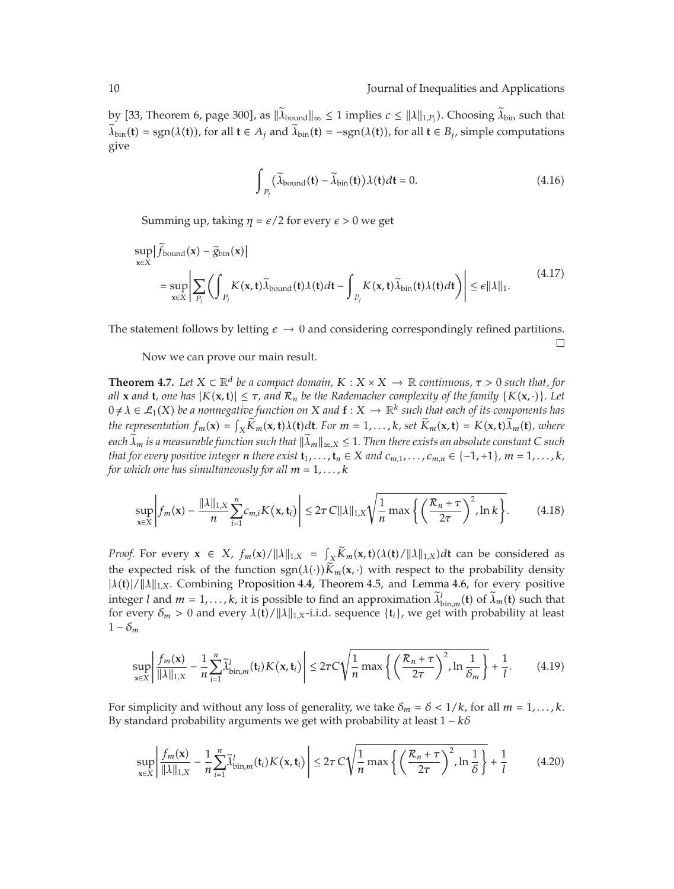by [33, Theorem 6, page 300], as $\|\widetilde{\lambda}_{\text{bound}}\|_\infty \leq 1$ implies $c \leq \|\lambda\|_{1,P_j}$). Choosing $\widetilde{\lambda}_{\text{bin}}$ such that $\widetilde{\lambda}_{\text{bin}}(\mathbf{t}) = \text{sgn}(\lambda(\mathbf{t}))$, for all $\mathbf{t} \in A_j$ and $\widetilde{\lambda}_{\text{bin}}(\mathbf{t}) = -\text{sgn}(\lambda(\mathbf{t}))$, for all $\mathbf{t} \in B_j$, simple computations give

$$\int_{P_j} \left(\widetilde{\lambda}_{\text{bound}}(\mathbf{t}) - \widetilde{\lambda}_{\text{bin}}(\mathbf{t})\right)\lambda(\mathbf{t})d\mathbf{t} = 0. \tag{4.16}$$

Summing up, taking $\eta = \epsilon/2$ for every $\epsilon > 0$ we get

$$\begin{aligned}
&\sup_{\mathbf{x}\in X}\left|\widetilde{f}_{\text{bound}}(\mathbf{x}) - \widetilde{g}_{\text{bin}}(\mathbf{x})\right| \\
&\quad = \sup_{\mathbf{x}\in X}\left|\sum_{P_j}\left(\int_{P_j} K(\mathbf{x},\mathbf{t})\widetilde{\lambda}_{\text{bound}}(\mathbf{t})\lambda(\mathbf{t})d\mathbf{t} - \int_{P_j} K(\mathbf{x},\mathbf{t})\widetilde{\lambda}_{\text{bin}}(\mathbf{t})\lambda(\mathbf{t})d\mathbf{t}\right)\right| \leq \epsilon\|\lambda\|_1.
\end{aligned} \tag{4.17}$$

The statement follows by letting $\epsilon \to 0$ and considering correspondingly refined partitions. □

Now we can prove our main result.

**Theorem 4.7.** *Let $X \subset \mathbb{R}^d$ be a compact domain, $K : X \times X \to \mathbb{R}$ continuous, $\tau > 0$ such that, for all $\mathbf{x}$ and $\mathbf{t}$, one has $|K(\mathbf{x},\mathbf{t})| \leq \tau$, and $\mathcal{R}_n$ be the Rademacher complexity of the family $\{K(\mathbf{x},\cdot)\}$. Let $0 \neq \lambda \in \mathcal{L}_1(X)$ be a nonnegative function on $X$ and $\mathbf{f} : X \to \mathbb{R}^k$ such that each of its components has the representation $f_m(\mathbf{x}) = \int_X \widetilde{K}_m(\mathbf{x},\mathbf{t})\lambda(\mathbf{t})d\mathbf{t}$. For $m = 1,\ldots,k$, set $\widetilde{K}_m(\mathbf{x},\mathbf{t}) = K(\mathbf{x},\mathbf{t})\widetilde{\lambda}_m(\mathbf{t})$, where each $\widetilde{\lambda}_m$ is a measurable function such that $\|\widetilde{\lambda}_m\|_{\infty,X} \leq 1$. Then there exists an absolute constant $C$ such that for every positive integer $n$ there exist $\mathbf{t}_1,\ldots,\mathbf{t}_n \in X$ and $c_{m,1},\ldots,c_{m,n} \in \{-1,+1\}$, $m = 1,\ldots,k$, for which one has simultaneously for all $m = 1,\ldots,k$*

$$\sup_{\mathbf{x}\in X}\left|f_m(\mathbf{x}) - \frac{\|\lambda\|_{1,X}}{n}\sum_{i=1}^{n} c_{m,i}K(\mathbf{x},\mathbf{t}_i)\right| \leq 2\tau\, C\|\lambda\|_{1,X}\sqrt{\frac{1}{n}\max\left\{\left(\frac{\mathcal{R}_n + \tau}{2\tau}\right)^2, \ln k\right\}}. \tag{4.18}$$

*Proof.* For every $\mathbf{x} \in X$, $f_m(\mathbf{x})/\|\lambda\|_{1,X} = \int_X \widetilde{K}_m(\mathbf{x},\mathbf{t})(\lambda(\mathbf{t})/\|\lambda\|_{1,X})d\mathbf{t}$ can be considered as the expected risk of the function $\text{sgn}(\lambda(\cdot))\widetilde{K}_m(\mathbf{x},\cdot)$ with respect to the probability density $|\lambda(\mathbf{t})|/\|\lambda\|_{1,X}$. Combining Proposition 4.4, Theorem 4.5, and Lemma 4.6, for every positive integer $l$ and $m = 1,\ldots,k$, it is possible to find an approximation $\widetilde{\lambda}^l_{\text{bin},m}(\mathbf{t})$ of $\widetilde{\lambda}_m(\mathbf{t})$ such that for every $\delta_m > 0$ and every $\lambda(\mathbf{t})/\|\lambda\|_{1,X}$-i.i.d. sequence $\{\mathbf{t}_i\}$, we get with probability at least $1 - \delta_m$

$$\sup_{\mathbf{x}\in X}\left|\frac{f_m(\mathbf{x})}{\|\lambda\|_{1,X}} - \frac{1}{n}\sum_{i=1}^{n}\widetilde{\lambda}^l_{\text{bin},m}(\mathbf{t}_i)K(\mathbf{x},\mathbf{t}_i)\right| \leq 2\tau C\sqrt{\frac{1}{n}\max\left\{\left(\frac{\mathcal{R}_n + \tau}{2\tau}\right)^2, \ln\frac{1}{\delta_m}\right\}} + \frac{1}{l}. \tag{4.19}$$

For simplicity and without any loss of generality, we take $\delta_m = \delta < 1/k$, for all $m = 1,\ldots,k$. By standard probability arguments we get with probability at least $1 - k\delta$

$$\sup_{\mathbf{x}\in X}\left|\frac{f_m(\mathbf{x})}{\|\lambda\|_{1,X}} - \frac{1}{n}\sum_{i=1}^{n}\widetilde{\lambda}^l_{\text{bin},m}(\mathbf{t}_i)K(\mathbf{x},\mathbf{t}_i)\right| \leq 2\tau\, C\sqrt{\frac{1}{n}\max\left\{\left(\frac{\mathcal{R}_n + \tau}{2\tau}\right)^2, \ln\frac{1}{\delta}\right\}} + \frac{1}{l} \tag{4.20}$$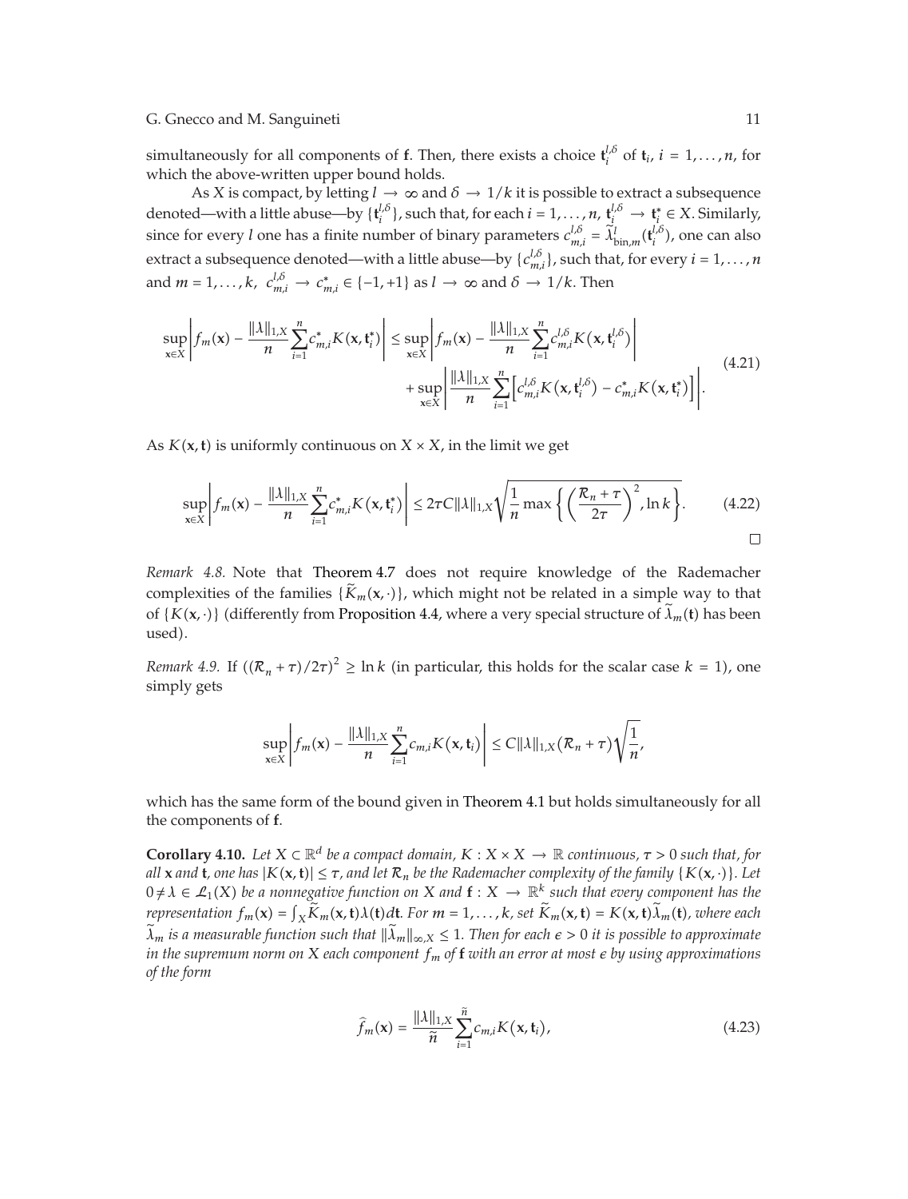simultaneously for all components of $\mathbf{f}$. Then, there exists a choice $\mathbf{t}_i^{l,\delta}$ of $\mathbf{t}_i$, $i = 1, \ldots, n$, for which the above-written upper bound holds.

As $X$ is compact, by letting $l \to \infty$ and $\delta \to 1/k$ it is possible to extract a subsequence denoted—with a little abuse—by $\{\mathbf{t}_i^{l,\delta}\}$, such that, for each $i = 1, \ldots, n$, $\mathbf{t}_i^{l,\delta} \to \mathbf{t}_i^* \in X$. Similarly, since for every $l$ one has a finite number of binary parameters $c_{m,i}^{l,\delta} = \widetilde{\lambda}_{\text{bin},m}^{l}(\mathbf{t}_i^{l,\delta})$, one can also extract a subsequence denoted—with a little abuse—by $\{c_{m,i}^{l,\delta}\}$, such that, for every $i = 1, \ldots, n$ and $m = 1, \ldots, k$, $c_{m,i}^{l,\delta} \to c_{m,i}^* \in \{-1, +1\}$ as $l \to \infty$ and $\delta \to 1/k$. Then

$$
\begin{aligned}
\sup_{\mathbf{x}\in X}\left| f_m(\mathbf{x}) - \frac{\|\lambda\|_{1,X}}{n}\sum_{i=1}^{n} c_{m,i}^* K(\mathbf{x}, \mathbf{t}_i^*)\right| &\le \sup_{\mathbf{x}\in X}\left| f_m(\mathbf{x}) - \frac{\|\lambda\|_{1,X}}{n}\sum_{i=1}^{n} c_{m,i}^{l,\delta} K(\mathbf{x}, \mathbf{t}_i^{l,\delta})\right| \\
&\quad + \sup_{\mathbf{x}\in X}\left| \frac{\|\lambda\|_{1,X}}{n}\sum_{i=1}^{n}\left[ c_{m,i}^{l,\delta} K(\mathbf{x}, \mathbf{t}_i^{l,\delta}) - c_{m,i}^* K(\mathbf{x}, \mathbf{t}_i^*)\right]\right|.
\end{aligned} \tag{4.21}
$$

As $K(\mathbf{x}, \mathbf{t})$ is uniformly continuous on $X \times X$, in the limit we get

$$
\sup_{\mathbf{x}\in X}\left| f_m(\mathbf{x}) - \frac{\|\lambda\|_{1,X}}{n}\sum_{i=1}^{n} c_{m,i}^* K(\mathbf{x}, \mathbf{t}_i^*)\right| \le 2\tau C\|\lambda\|_{1,X}\sqrt{\frac{1}{n}\max\left\{\left(\frac{\mathcal{R}_n + \tau}{2\tau}\right)^2, \ln k\right\}}. \tag{4.22}
$$

□

*Remark 4.8.* Note that Theorem 4.7 does not require knowledge of the Rademacher complexities of the families $\{\widetilde{K}_m(\mathbf{x}, \cdot)\}$, which might not be related in a simple way to that of $\{K(\mathbf{x}, \cdot)\}$ (differently from Proposition 4.4, where a very special structure of $\widetilde{\lambda}_m(\mathbf{t})$ has been used).

*Remark 4.9.* If $((\mathcal{R}_n + \tau)/2\tau)^2 \ge \ln k$ (in particular, this holds for the scalar case $k = 1$), one simply gets

$$
\sup_{\mathbf{x}\in X}\left| f_m(\mathbf{x}) - \frac{\|\lambda\|_{1,X}}{n}\sum_{i=1}^{n} c_{m,i} K(\mathbf{x}, \mathbf{t}_i)\right| \le C\|\lambda\|_{1,X}(\mathcal{R}_n + \tau)\sqrt{\frac{1}{n}},
$$

which has the same form of the bound given in Theorem 4.1 but holds simultaneously for all the components of $\mathbf{f}$.

**Corollary 4.10.** *Let $X \subset \mathbb{R}^d$ be a compact domain, $K : X \times X \to \mathbb{R}$ continuous, $\tau > 0$ such that, for all $\mathbf{x}$ and $\mathbf{t}$, one has $|K(\mathbf{x}, \mathbf{t})| \le \tau$, and let $\mathcal{R}_n$ be the Rademacher complexity of the family $\{K(\mathbf{x}, \cdot)\}$. Let $0 \ne \lambda \in \mathcal{L}_1(X)$ be a nonnegative function on $X$ and $\mathbf{f} : X \to \mathbb{R}^k$ such that every component has the representation $f_m(\mathbf{x}) = \int_X \widetilde{K}_m(\mathbf{x}, \mathbf{t})\lambda(\mathbf{t})d\mathbf{t}$. For $m = 1, \ldots, k$, set $\widetilde{K}_m(\mathbf{x}, \mathbf{t}) = K(\mathbf{x}, \mathbf{t})\widetilde{\lambda}_m(\mathbf{t})$, where each $\widetilde{\lambda}_m$ is a measurable function such that $\|\widetilde{\lambda}_m\|_{\infty,X} \le 1$. Then for each $\epsilon > 0$ it is possible to approximate in the supremum norm on $X$ each component $f_m$ of $\mathbf{f}$ with an error at most $\epsilon$ by using approximations of the form*

$$
\widehat{f}_m(\mathbf{x}) = \frac{\|\lambda\|_{1,X}}{\widetilde{n}}\sum_{i=1}^{\widetilde{n}} c_{m,i} K(\mathbf{x}, \mathbf{t}_i), \tag{4.23}
$$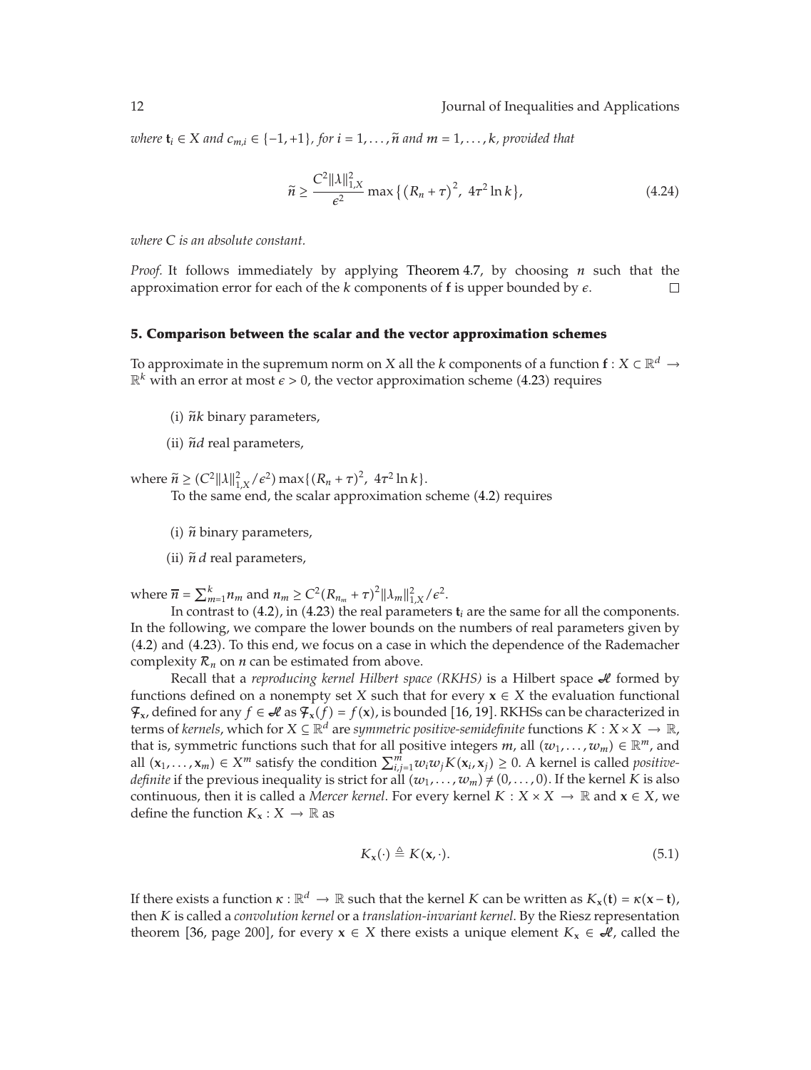*where* $\mathbf{t}_i \in X$ *and* $c_{m,i} \in \{-1, +1\}$*, for* $i = 1, \ldots, \tilde{n}$ *and* $m = 1, \ldots, k$*, provided that*

$$\tilde{n} \geq \frac{C^2 \|\lambda\|_{1,X}^2}{\epsilon^2} \max\left\{ \left(R_n + \tau\right)^2,\ 4\tau^2 \ln k \right\}, \tag{4.24}$$

*where* $C$ *is an absolute constant.*

*Proof.* It follows immediately by applying Theorem 4.7, by choosing $n$ such that the approximation error for each of the $k$ components of $\mathbf{f}$ is upper bounded by $\epsilon$. □

## 5. Comparison between the scalar and the vector approximation schemes

To approximate in the supremum norm on $X$ all the $k$ components of a function $\mathbf{f} : X \subset \mathbb{R}^d \to \mathbb{R}^k$ with an error at most $\epsilon > 0$, the vector approximation scheme (4.23) requires

(i) $\tilde{n}k$ binary parameters,

(ii) $\tilde{n}d$ real parameters,

where $\tilde{n} \geq (C^2 \|\lambda\|_{1,X}^2 / \epsilon^2) \max\{(R_n + \tau)^2,\ 4\tau^2 \ln k\}$.

To the same end, the scalar approximation scheme (4.2) requires

(i) $\overline{n}$ binary parameters,

(ii) $\overline{n}\, d$ real parameters,

where $\overline{n} = \sum_{m=1}^{k} n_m$ and $n_m \geq C^2 (R_{n_m} + \tau)^2 \|\lambda_m\|_{1,X}^2 / \epsilon^2$.

In contrast to (4.2), in (4.23) the real parameters $\mathbf{t}_i$ are the same for all the components. In the following, we compare the lower bounds on the numbers of real parameters given by (4.2) and (4.23). To this end, we focus on a case in which the dependence of the Rademacher complexity $\mathcal{R}_n$ on $n$ can be estimated from above.

Recall that a *reproducing kernel Hilbert space (RKHS)* is a Hilbert space $\mathcal{H}$ formed by functions defined on a nonempty set $X$ such that for every $\mathbf{x} \in X$ the evaluation functional $\mathcal{F}_{\mathbf{x}}$, defined for any $f \in \mathcal{H}$ as $\mathcal{F}_{\mathbf{x}}(f) = f(\mathbf{x})$, is bounded [16, 19]. RKHSs can be characterized in terms of *kernels*, which for $X \subseteq \mathbb{R}^d$ are *symmetric positive-semidefinite* functions $K : X \times X \to \mathbb{R}$, that is, symmetric functions such that for all positive integers $m$, all $(w_1, \ldots, w_m) \in \mathbb{R}^m$, and all $(\mathbf{x}_1, \ldots, \mathbf{x}_m) \in X^m$ satisfy the condition $\sum_{i,j=1}^{m} w_i w_j K(\mathbf{x}_i, \mathbf{x}_j) \geq 0$. A kernel is called *positive-definite* if the previous inequality is strict for all $(w_1, \ldots, w_m) \neq (0, \ldots, 0)$. If the kernel $K$ is also continuous, then it is called a *Mercer kernel*. For every kernel $K : X \times X \to \mathbb{R}$ and $\mathbf{x} \in X$, we define the function $K_{\mathbf{x}} : X \to \mathbb{R}$ as

$$K_{\mathbf{x}}(\cdot) \triangleq K(\mathbf{x}, \cdot). \tag{5.1}$$

If there exists a function $\kappa : \mathbb{R}^d \to \mathbb{R}$ such that the kernel $K$ can be written as $K_{\mathbf{x}}(\mathbf{t}) = \kappa(\mathbf{x} - \mathbf{t})$, then $K$ is called a *convolution kernel* or a *translation-invariant kernel*. By the Riesz representation theorem [36, page 200], for every $\mathbf{x} \in X$ there exists a unique element $K_{\mathbf{x}} \in \mathcal{H}$, called the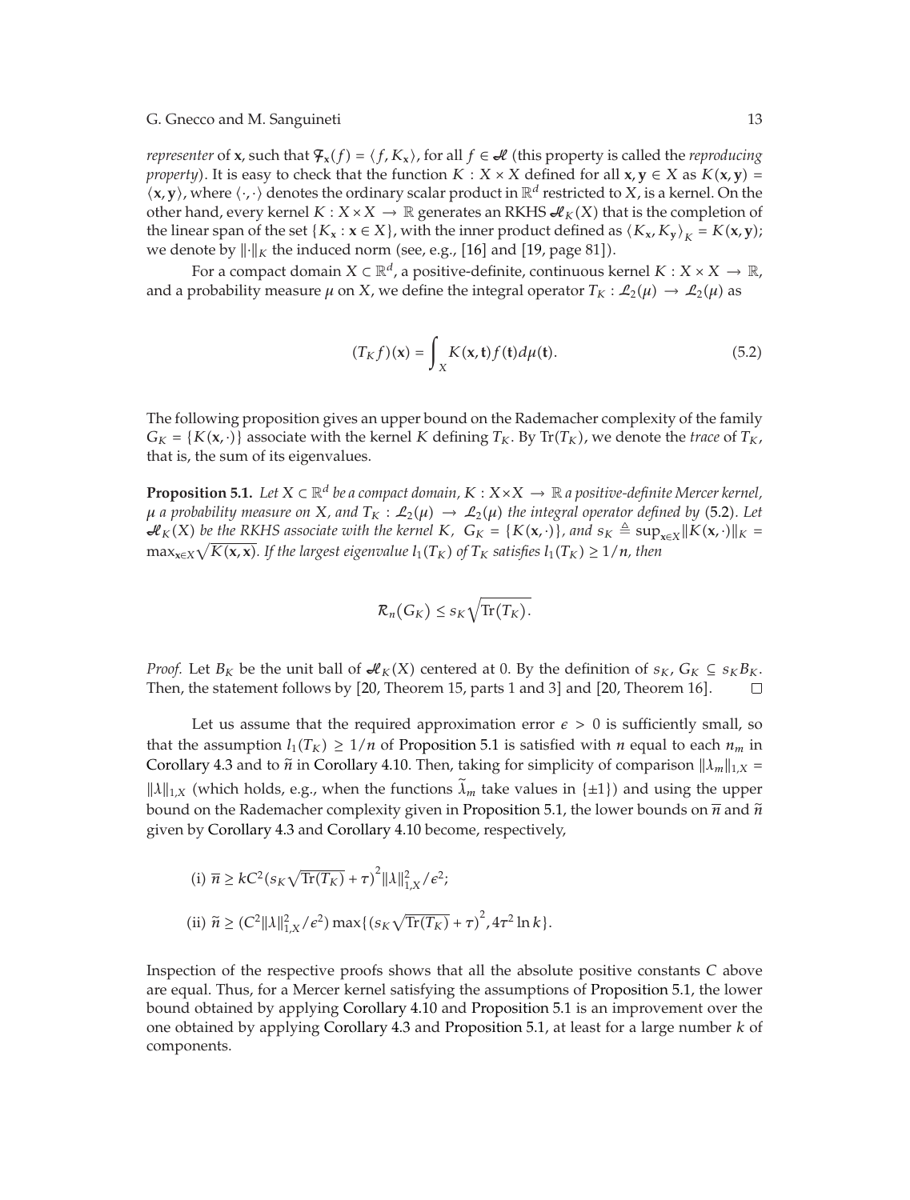*representer* of $\mathbf{x}$, such that $\mathcal{F}_{\mathbf{x}}(f) = \langle f, K_{\mathbf{x}} \rangle$, for all $f \in \mathcal{H}$ (this property is called the *reproducing property*). It is easy to check that the function $K : X \times X$ defined for all $\mathbf{x}, \mathbf{y} \in X$ as $K(\mathbf{x}, \mathbf{y}) = \langle \mathbf{x}, \mathbf{y} \rangle$, where $\langle \cdot, \cdot \rangle$ denotes the ordinary scalar product in $\mathbb{R}^d$ restricted to $X$, is a kernel. On the other hand, every kernel $K : X \times X \to \mathbb{R}$ generates an RKHS $\mathcal{H}_K(X)$ that is the completion of the linear span of the set $\{K_{\mathbf{x}} : \mathbf{x} \in X\}$, with the inner product defined as $\langle K_{\mathbf{x}}, K_{\mathbf{y}} \rangle_K = K(\mathbf{x}, \mathbf{y})$; we denote by $\|\cdot\|_K$ the induced norm (see, e.g., [16] and [19, page 81]).

For a compact domain $X \subset \mathbb{R}^d$, a positive-definite, continuous kernel $K : X \times X \to \mathbb{R}$, and a probability measure $\mu$ on $X$, we define the integral operator $T_K : \mathcal{L}_2(\mu) \to \mathcal{L}_2(\mu)$ as

$$(T_K f)(\mathbf{x}) = \int_X K(\mathbf{x}, \mathbf{t}) f(\mathbf{t}) d\mu(\mathbf{t}). \tag{5.2}$$

The following proposition gives an upper bound on the Rademacher complexity of the family $G_K = \{K(\mathbf{x}, \cdot)\}$ associate with the kernel $K$ defining $T_K$. By $\mathrm{Tr}(T_K)$, we denote the *trace* of $T_K$, that is, the sum of its eigenvalues.

**Proposition 5.1.** *Let $X \subset \mathbb{R}^d$ be a compact domain, $K : X \times X \to \mathbb{R}$ a positive-definite Mercer kernel, $\mu$ a probability measure on $X$, and $T_K : \mathcal{L}_2(\mu) \to \mathcal{L}_2(\mu)$ the integral operator defined by* (5.2)*. Let $\mathcal{H}_K(X)$ be the RKHS associate with the kernel $K$, $G_K = \{K(\mathbf{x}, \cdot)\}$, and $s_K \triangleq \sup_{\mathbf{x} \in X} \|K(\mathbf{x}, \cdot)\|_K = \max_{\mathbf{x} \in X} \sqrt{K(\mathbf{x}, \mathbf{x})}$. If the largest eigenvalue $l_1(T_K)$ of $T_K$ satisfies $l_1(T_K) \geq 1/n$, then*

$$\mathcal{R}_n(G_K) \leq s_K \sqrt{\mathrm{Tr}(T_K)}.$$

*Proof.* Let $B_K$ be the unit ball of $\mathcal{H}_K(X)$ centered at 0. By the definition of $s_K$, $G_K \subseteq s_K B_K$. Then, the statement follows by [20, Theorem 15, parts 1 and 3] and [20, Theorem 16]. $\square$

Let us assume that the required approximation error $\epsilon > 0$ is sufficiently small, so that the assumption $l_1(T_K) \geq 1/n$ of Proposition 5.1 is satisfied with $n$ equal to each $n_m$ in Corollary 4.3 and to $\tilde{n}$ in Corollary 4.10. Then, taking for simplicity of comparison $\|\lambda_m\|_{1,X} = \|\lambda\|_{1,X}$ (which holds, e.g., when the functions $\tilde{\lambda}_m$ take values in $\{\pm 1\}$) and using the upper bound on the Rademacher complexity given in Proposition 5.1, the lower bounds on $\overline{n}$ and $\tilde{n}$ given by Corollary 4.3 and Corollary 4.10 become, respectively,

(i) $\overline{n} \geq kC^2 \left(s_K \sqrt{\mathrm{Tr}(T_K)} + \tau\right)^2 \|\lambda\|_{1,X}^2 / \epsilon^2$;

(ii) $\tilde{n} \geq (C^2 \|\lambda\|_{1,X}^2 / \epsilon^2) \max\{\left(s_K \sqrt{\mathrm{Tr}(T_K)} + \tau\right)^2, 4\tau^2 \ln k\}$.

Inspection of the respective proofs shows that all the absolute positive constants $C$ above are equal. Thus, for a Mercer kernel satisfying the assumptions of Proposition 5.1, the lower bound obtained by applying Corollary 4.10 and Proposition 5.1 is an improvement over the one obtained by applying Corollary 4.3 and Proposition 5.1, at least for a large number $k$ of components.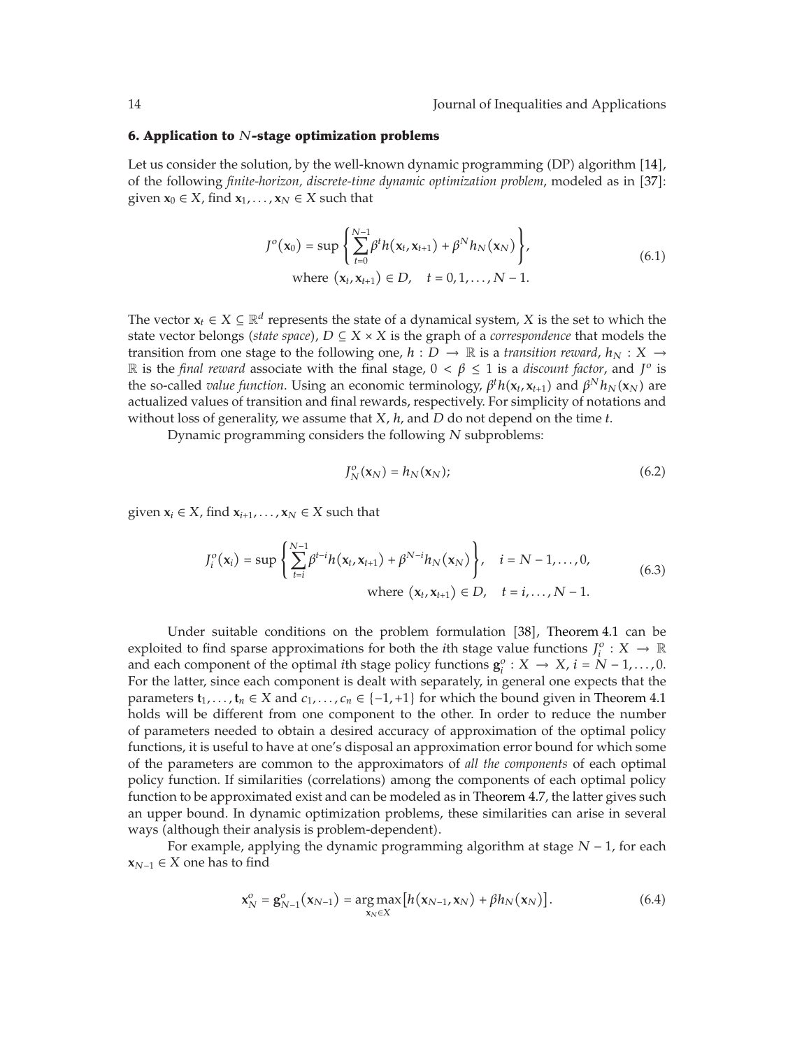## 6. Application to $N$-stage optimization problems

Let us consider the solution, by the well-known dynamic programming (DP) algorithm [14], of the following *finite-horizon, discrete-time dynamic optimization problem*, modeled as in [37]: given $\mathbf{x}_0 \in X$, find $\mathbf{x}_1, \ldots, \mathbf{x}_N \in X$ such that

$$J^o(\mathbf{x}_0) = \sup \left\{ \sum_{t=0}^{N-1} \beta^t h(\mathbf{x}_t, \mathbf{x}_{t+1}) + \beta^N h_N(\mathbf{x}_N) \right\}, \quad \text{where } (\mathbf{x}_t, \mathbf{x}_{t+1}) \in D, \quad t = 0, 1, \ldots, N-1. \tag{6.1}$$

The vector $\mathbf{x}_t \in X \subseteq \mathbb{R}^d$ represents the state of a dynamical system, $X$ is the set to which the state vector belongs (*state space*), $D \subseteq X \times X$ is the graph of a *correspondence* that models the transition from one stage to the following one, $h : D \to \mathbb{R}$ is a *transition reward*, $h_N : X \to \mathbb{R}$ is the *final reward* associate with the final stage, $0 < \beta \leq 1$ is a *discount factor*, and $J^o$ is the so-called *value function*. Using an economic terminology, $\beta^t h(\mathbf{x}_t, \mathbf{x}_{t+1})$ and $\beta^N h_N(\mathbf{x}_N)$ are actualized values of transition and final rewards, respectively. For simplicity of notations and without loss of generality, we assume that $X$, $h$, and $D$ do not depend on the time $t$.

Dynamic programming considers the following $N$ subproblems:

$$J_N^o(\mathbf{x}_N) = h_N(\mathbf{x}_N); \tag{6.2}$$

given $\mathbf{x}_i \in X$, find $\mathbf{x}_{i+1}, \ldots, \mathbf{x}_N \in X$ such that

$$J_i^o(\mathbf{x}_i) = \sup \left\{ \sum_{t=i}^{N-1} \beta^{t-i} h(\mathbf{x}_t, \mathbf{x}_{t+1}) + \beta^{N-i} h_N(\mathbf{x}_N) \right\}, \quad i = N-1, \ldots, 0, \quad \text{where } (\mathbf{x}_t, \mathbf{x}_{t+1}) \in D, \quad t = i, \ldots, N-1. \tag{6.3}$$

Under suitable conditions on the problem formulation [38], Theorem 4.1 can be exploited to find sparse approximations for both the $i$th stage value functions $J_i^o : X \to \mathbb{R}$ and each component of the optimal $i$th stage policy functions $\mathbf{g}_i^o : X \to X$, $i = N-1, \ldots, 0$. For the latter, since each component is dealt with separately, in general one expects that the parameters $\mathbf{t}_1, \ldots, \mathbf{t}_n \in X$ and $c_1, \ldots, c_n \in \{-1, +1\}$ for which the bound given in Theorem 4.1 holds will be different from one component to the other. In order to reduce the number of parameters needed to obtain a desired accuracy of approximation of the optimal policy functions, it is useful to have at one's disposal an approximation error bound for which some of the parameters are common to the approximators of *all the components* of each optimal policy function. If similarities (correlations) among the components of each optimal policy function to be approximated exist and can be modeled as in Theorem 4.7, the latter gives such an upper bound. In dynamic optimization problems, these similarities can arise in several ways (although their analysis is problem-dependent).

For example, applying the dynamic programming algorithm at stage $N-1$, for each $\mathbf{x}_{N-1} \in X$ one has to find

$$\mathbf{x}_N^o = \mathbf{g}_{N-1}^o(\mathbf{x}_{N-1}) = \operatorname*{arg\,max}_{\mathbf{x}_N \in X} \left[ h(\mathbf{x}_{N-1}, \mathbf{x}_N) + \beta h_N(\mathbf{x}_N) \right]. \tag{6.4}$$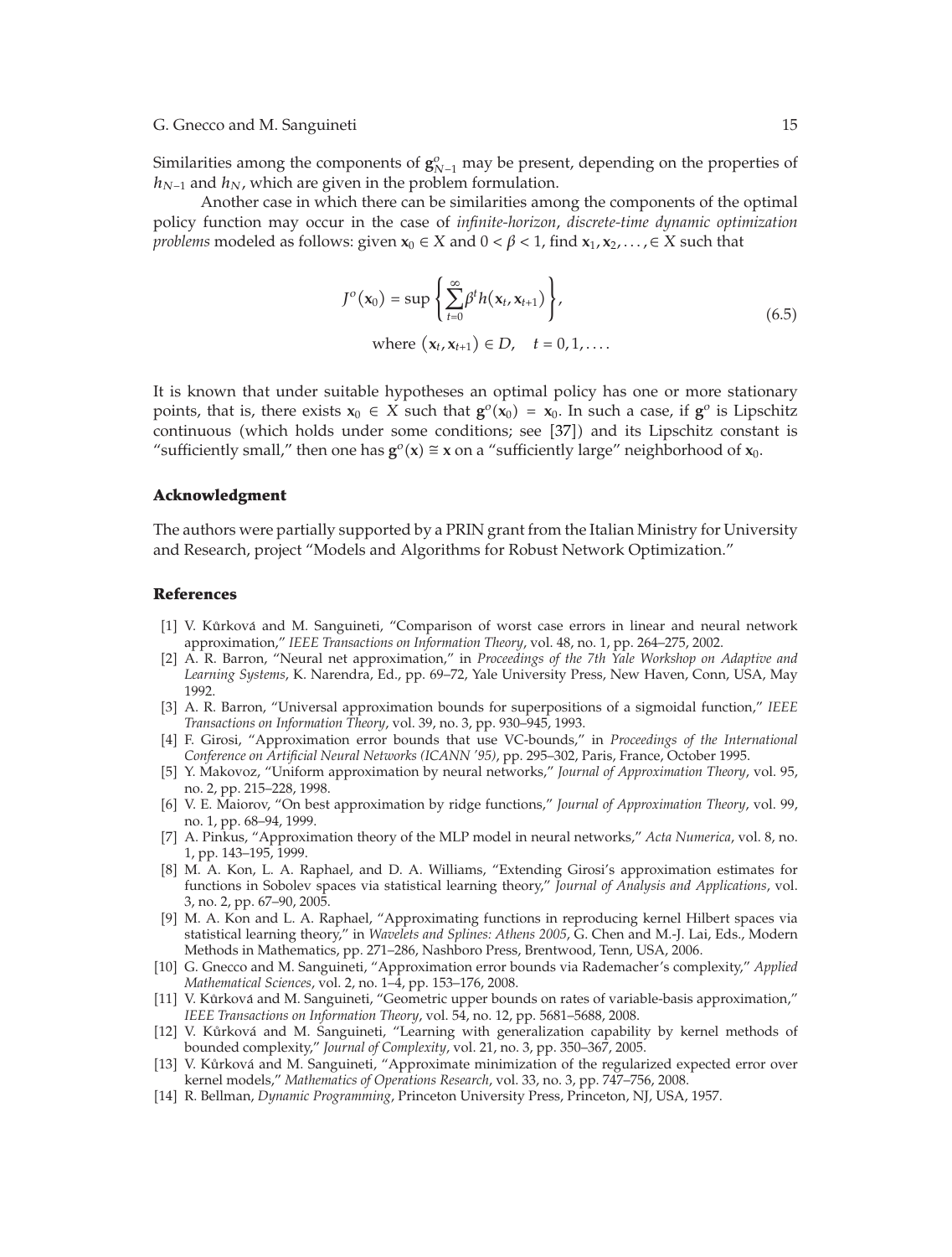Similarities among the components of $\mathbf{g}_{N-1}^o$ may be present, depending on the properties of $h_{N-1}$ and $h_N$, which are given in the problem formulation.

Another case in which there can be similarities among the components of the optimal policy function may occur in the case of *infinite-horizon*, *discrete-time dynamic optimization problems* modeled as follows: given $\mathbf{x}_0 \in X$ and $0 < \beta < 1$, find $\mathbf{x}_1, \mathbf{x}_2, \ldots, \in X$ such that

$$
\begin{gathered}
J^o(\mathbf{x}_0) = \sup \left\{ \sum_{t=0}^{\infty} \beta^t h(\mathbf{x}_t, \mathbf{x}_{t+1}) \right\}, \\
\text{where } (\mathbf{x}_t, \mathbf{x}_{t+1}) \in D, \quad t = 0, 1, \ldots.
\end{gathered}
\tag{6.5}
$$

It is known that under suitable hypotheses an optimal policy has one or more stationary points, that is, there exists $\mathbf{x}_0 \in X$ such that $\mathbf{g}^o(\mathbf{x}_0) = \mathbf{x}_0$. In such a case, if $\mathbf{g}^o$ is Lipschitz continuous (which holds under some conditions; see [37]) and its Lipschitz constant is "sufficiently small," then one has $\mathbf{g}^o(\mathbf{x}) \cong \mathbf{x}$ on a "sufficiently large" neighborhood of $\mathbf{x}_0$.

## Acknowledgment

The authors were partially supported by a PRIN grant from the Italian Ministry for University and Research, project "Models and Algorithms for Robust Network Optimization."

## References

[1] V. Kůrková and M. Sanguineti, "Comparison of worst case errors in linear and neural network approximation," *IEEE Transactions on Information Theory*, vol. 48, no. 1, pp. 264–275, 2002.

[2] A. R. Barron, "Neural net approximation," in *Proceedings of the 7th Yale Workshop on Adaptive and Learning Systems*, K. Narendra, Ed., pp. 69–72, Yale University Press, New Haven, Conn, USA, May 1992.

[3] A. R. Barron, "Universal approximation bounds for superpositions of a sigmoidal function," *IEEE Transactions on Information Theory*, vol. 39, no. 3, pp. 930–945, 1993.

[4] F. Girosi, "Approximation error bounds that use VC-bounds," in *Proceedings of the International Conference on Artificial Neural Networks (ICANN '95)*, pp. 295–302, Paris, France, October 1995.

[5] Y. Makovoz, "Uniform approximation by neural networks," *Journal of Approximation Theory*, vol. 95, no. 2, pp. 215–228, 1998.

[6] V. E. Maiorov, "On best approximation by ridge functions," *Journal of Approximation Theory*, vol. 99, no. 1, pp. 68–94, 1999.

[7] A. Pinkus, "Approximation theory of the MLP model in neural networks," *Acta Numerica*, vol. 8, no. 1, pp. 143–195, 1999.

[8] M. A. Kon, L. A. Raphael, and D. A. Williams, "Extending Girosi's approximation estimates for functions in Sobolev spaces via statistical learning theory," *Journal of Analysis and Applications*, vol. 3, no. 2, pp. 67–90, 2005.

[9] M. A. Kon and L. A. Raphael, "Approximating functions in reproducing kernel Hilbert spaces via statistical learning theory," in *Wavelets and Splines: Athens 2005*, G. Chen and M.-J. Lai, Eds., Modern Methods in Mathematics, pp. 271–286, Nashboro Press, Brentwood, Tenn, USA, 2006.

[10] G. Gnecco and M. Sanguineti, "Approximation error bounds via Rademacher's complexity," *Applied Mathematical Sciences*, vol. 2, no. 1–4, pp. 153–176, 2008.

[11] V. Kůrková and M. Sanguineti, "Geometric upper bounds on rates of variable-basis approximation," *IEEE Transactions on Information Theory*, vol. 54, no. 12, pp. 5681–5688, 2008.

[12] V. Kůrková and M. Sanguineti, "Learning with generalization capability by kernel methods of bounded complexity," *Journal of Complexity*, vol. 21, no. 3, pp. 350–367, 2005.

[13] V. Kůrková and M. Sanguineti, "Approximate minimization of the regularized expected error over kernel models," *Mathematics of Operations Research*, vol. 33, no. 3, pp. 747–756, 2008.

[14] R. Bellman, *Dynamic Programming*, Princeton University Press, Princeton, NJ, USA, 1957.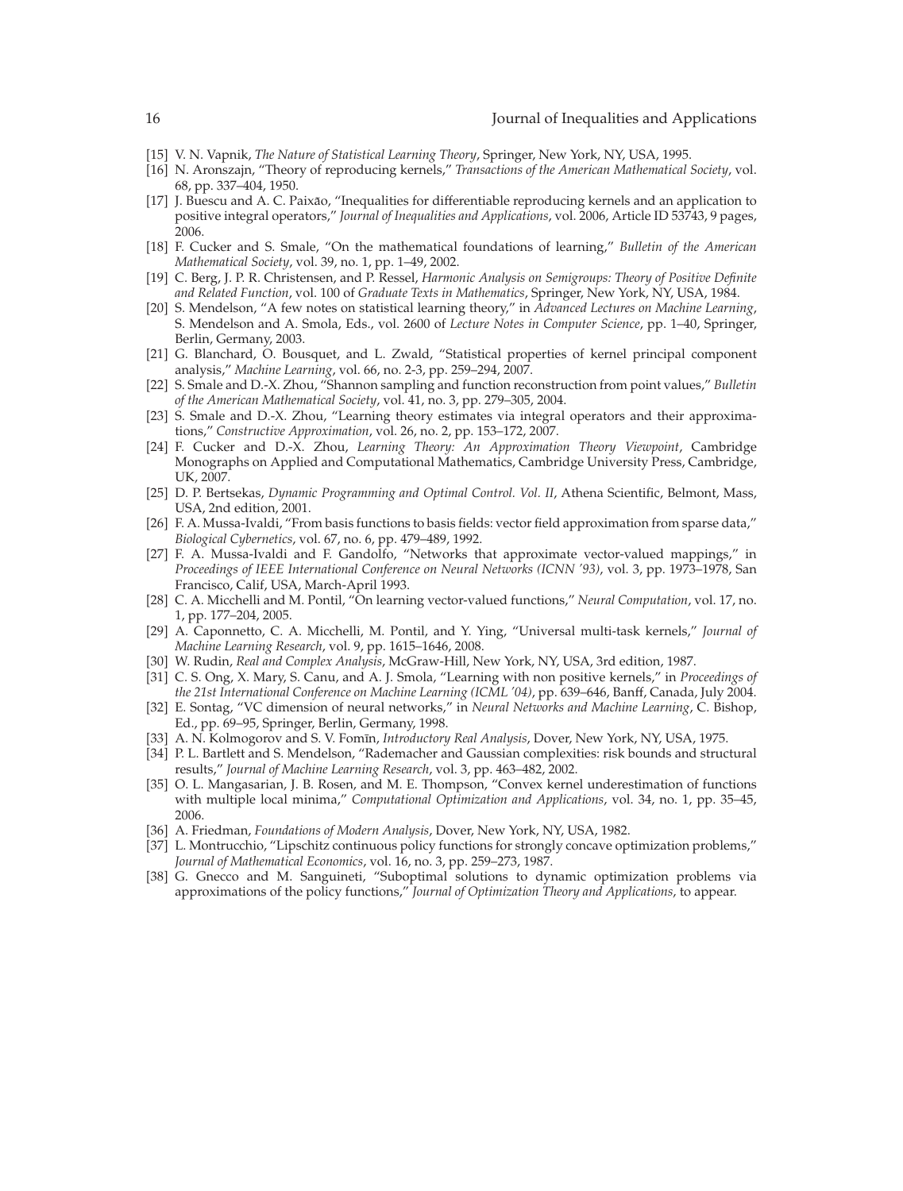[15] V. N. Vapnik, *The Nature of Statistical Learning Theory*, Springer, New York, NY, USA, 1995.

[16] N. Aronszajn, "Theory of reproducing kernels," *Transactions of the American Mathematical Society*, vol. 68, pp. 337–404, 1950.

[17] J. Buescu and A. C. Paixão, "Inequalities for differentiable reproducing kernels and an application to positive integral operators," *Journal of Inequalities and Applications*, vol. 2006, Article ID 53743, 9 pages, 2006.

[18] F. Cucker and S. Smale, "On the mathematical foundations of learning," *Bulletin of the American Mathematical Society*, vol. 39, no. 1, pp. 1–49, 2002.

[19] C. Berg, J. P. R. Christensen, and P. Ressel, *Harmonic Analysis on Semigroups: Theory of Positive Definite and Related Function*, vol. 100 of *Graduate Texts in Mathematics*, Springer, New York, NY, USA, 1984.

[20] S. Mendelson, "A few notes on statistical learning theory," in *Advanced Lectures on Machine Learning*, S. Mendelson and A. Smola, Eds., vol. 2600 of *Lecture Notes in Computer Science*, pp. 1–40, Springer, Berlin, Germany, 2003.

[21] G. Blanchard, O. Bousquet, and L. Zwald, "Statistical properties of kernel principal component analysis," *Machine Learning*, vol. 66, no. 2-3, pp. 259–294, 2007.

[22] S. Smale and D.-X. Zhou, "Shannon sampling and function reconstruction from point values," *Bulletin of the American Mathematical Society*, vol. 41, no. 3, pp. 279–305, 2004.

[23] S. Smale and D.-X. Zhou, "Learning theory estimates via integral operators and their approximations," *Constructive Approximation*, vol. 26, no. 2, pp. 153–172, 2007.

[24] F. Cucker and D.-X. Zhou, *Learning Theory: An Approximation Theory Viewpoint*, Cambridge Monographs on Applied and Computational Mathematics, Cambridge University Press, Cambridge, UK, 2007.

[25] D. P. Bertsekas, *Dynamic Programming and Optimal Control. Vol. II*, Athena Scientific, Belmont, Mass, USA, 2nd edition, 2001.

[26] F. A. Mussa-Ivaldi, "From basis functions to basis fields: vector field approximation from sparse data," *Biological Cybernetics*, vol. 67, no. 6, pp. 479–489, 1992.

[27] F. A. Mussa-Ivaldi and F. Gandolfo, "Networks that approximate vector-valued mappings," in *Proceedings of IEEE International Conference on Neural Networks (ICNN '93)*, vol. 3, pp. 1973–1978, San Francisco, Calif, USA, March-April 1993.

[28] C. A. Micchelli and M. Pontil, "On learning vector-valued functions," *Neural Computation*, vol. 17, no. 1, pp. 177–204, 2005.

[29] A. Caponnetto, C. A. Micchelli, M. Pontil, and Y. Ying, "Universal multi-task kernels," *Journal of Machine Learning Research*, vol. 9, pp. 1615–1646, 2008.

[30] W. Rudin, *Real and Complex Analysis*, McGraw-Hill, New York, NY, USA, 3rd edition, 1987.

[31] C. S. Ong, X. Mary, S. Canu, and A. J. Smola, "Learning with non positive kernels," in *Proceedings of the 21st International Conference on Machine Learning (ICML '04)*, pp. 639–646, Banff, Canada, July 2004.

[32] E. Sontag, "VC dimension of neural networks," in *Neural Networks and Machine Learning*, C. Bishop, Ed., pp. 69–95, Springer, Berlin, Germany, 1998.

[33] A. N. Kolmogorov and S. V. Fomīn, *Introductory Real Analysis*, Dover, New York, NY, USA, 1975.

[34] P. L. Bartlett and S. Mendelson, "Rademacher and Gaussian complexities: risk bounds and structural results," *Journal of Machine Learning Research*, vol. 3, pp. 463–482, 2002.

[35] O. L. Mangasarian, J. B. Rosen, and M. E. Thompson, "Convex kernel underestimation of functions with multiple local minima," *Computational Optimization and Applications*, vol. 34, no. 1, pp. 35–45, 2006.

[36] A. Friedman, *Foundations of Modern Analysis*, Dover, New York, NY, USA, 1982.

[37] L. Montrucchio, "Lipschitz continuous policy functions for strongly concave optimization problems," *Journal of Mathematical Economics*, vol. 16, no. 3, pp. 259–273, 1987.

[38] G. Gnecco and M. Sanguineti, "Suboptimal solutions to dynamic optimization problems via approximations of the policy functions," *Journal of Optimization Theory and Applications*, to appear.